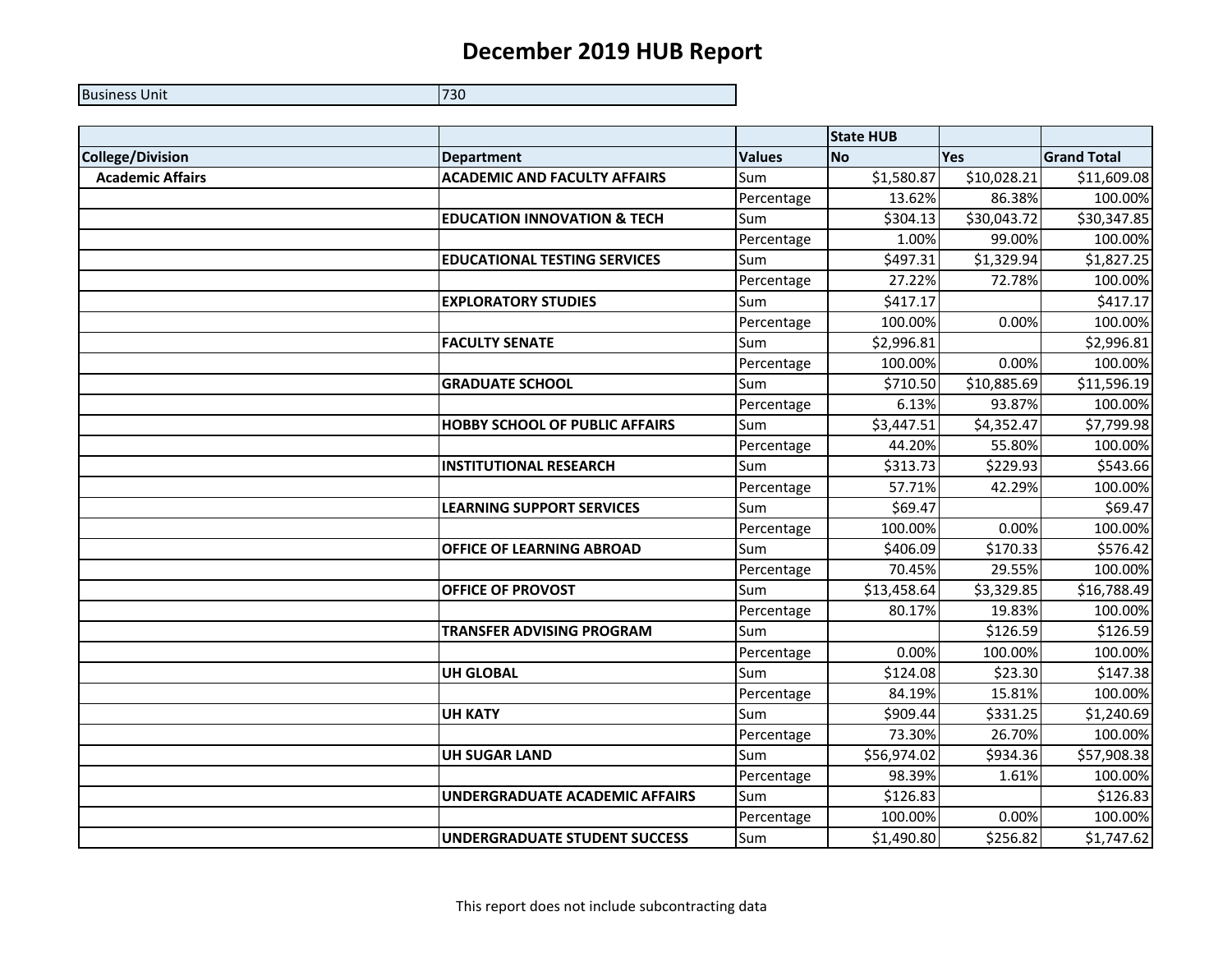# December 2019 HUB Report

| Business Unit | 730 |
|---|---|

| | | | State HUB | | |
|---|---|---|---|---|---|
| **College/Division** | **Department** | **Values** | **No** | **Yes** | **Grand Total** |
| **Academic Affairs** | **ACADEMIC AND FACULTY AFFAIRS** | Sum | $1,580.87 | $10,028.21 | $11,609.08 |
| | | Percentage | 13.62% | 86.38% | 100.00% |
| | **EDUCATION INNOVATION & TECH** | Sum | $304.13 | $30,043.72 | $30,347.85 |
| | | Percentage | 1.00% | 99.00% | 100.00% |
| | **EDUCATIONAL TESTING SERVICES** | Sum | $497.31 | $1,329.94 | $1,827.25 |
| | | Percentage | 27.22% | 72.78% | 100.00% |
| | **EXPLORATORY STUDIES** | Sum | $417.17 | | $417.17 |
| | | Percentage | 100.00% | 0.00% | 100.00% |
| | **FACULTY SENATE** | Sum | $2,996.81 | | $2,996.81 |
| | | Percentage | 100.00% | 0.00% | 100.00% |
| | **GRADUATE SCHOOL** | Sum | $710.50 | $10,885.69 | $11,596.19 |
| | | Percentage | 6.13% | 93.87% | 100.00% |
| | **HOBBY SCHOOL OF PUBLIC AFFAIRS** | Sum | $3,447.51 | $4,352.47 | $7,799.98 |
| | | Percentage | 44.20% | 55.80% | 100.00% |
| | **INSTITUTIONAL RESEARCH** | Sum | $313.73 | $229.93 | $543.66 |
| | | Percentage | 57.71% | 42.29% | 100.00% |
| | **LEARNING SUPPORT SERVICES** | Sum | $69.47 | | $69.47 |
| | | Percentage | 100.00% | 0.00% | 100.00% |
| | **OFFICE OF LEARNING ABROAD** | Sum | $406.09 | $170.33 | $576.42 |
| | | Percentage | 70.45% | 29.55% | 100.00% |
| | **OFFICE OF PROVOST** | Sum | $13,458.64 | $3,329.85 | $16,788.49 |
| | | Percentage | 80.17% | 19.83% | 100.00% |
| | **TRANSFER ADVISING PROGRAM** | Sum | | $126.59 | $126.59 |
| | | Percentage | 0.00% | 100.00% | 100.00% |
| | **UH GLOBAL** | Sum | $124.08 | $23.30 | $147.38 |
| | | Percentage | 84.19% | 15.81% | 100.00% |
| | **UH KATY** | Sum | $909.44 | $331.25 | $1,240.69 |
| | | Percentage | 73.30% | 26.70% | 100.00% |
| | **UH SUGAR LAND** | Sum | $56,974.02 | $934.36 | $57,908.38 |
| | | Percentage | 98.39% | 1.61% | 100.00% |
| | **UNDERGRADUATE ACADEMIC AFFAIRS** | Sum | $126.83 | | $126.83 |
| | | Percentage | 100.00% | 0.00% | 100.00% |
| | **UNDERGRADUATE STUDENT SUCCESS** | Sum | $1,490.80 | $256.82 | $1,747.62 |

This report does not include subcontracting data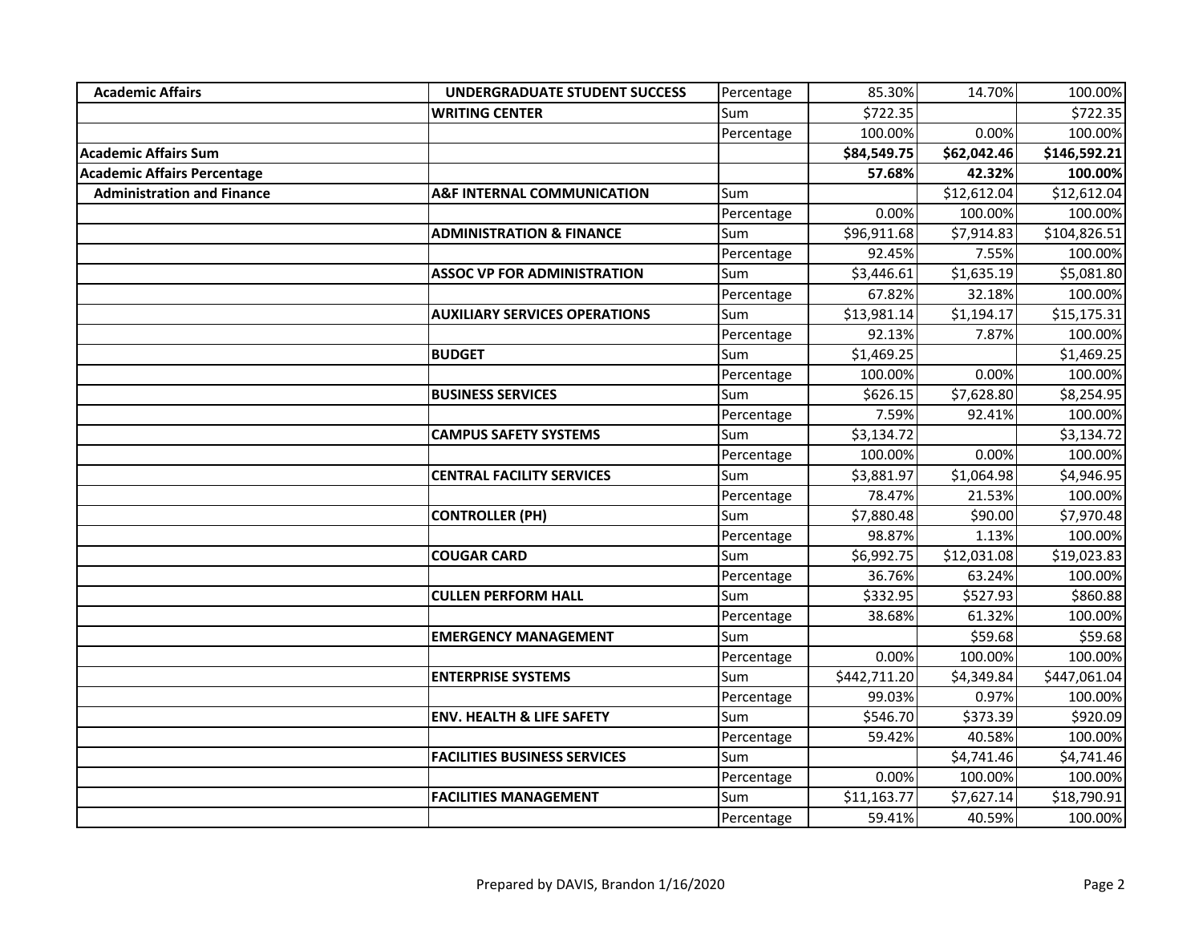| | | | | | |
|---|---|---|---|---|---|
| **Academic Affairs** | **UNDERGRADUATE STUDENT SUCCESS** | Percentage | 85.30% | 14.70% | 100.00% |
| | **WRITING CENTER** | Sum | $722.35 | | $722.35 |
| | | Percentage | 100.00% | 0.00% | 100.00% |
| **Academic Affairs Sum** | | | **$84,549.75** | **$62,042.46** | **$146,592.21** |
| **Academic Affairs Percentage** | | | **57.68%** | **42.32%** | **100.00%** |
| **Administration and Finance** | **A&F INTERNAL COMMUNICATION** | Sum | | $12,612.04 | $12,612.04 |
| | | Percentage | 0.00% | 100.00% | 100.00% |
| | **ADMINISTRATION & FINANCE** | Sum | $96,911.68 | $7,914.83 | $104,826.51 |
| | | Percentage | 92.45% | 7.55% | 100.00% |
| | **ASSOC VP FOR ADMINISTRATION** | Sum | $3,446.61 | $1,635.19 | $5,081.80 |
| | | Percentage | 67.82% | 32.18% | 100.00% |
| | **AUXILIARY SERVICES OPERATIONS** | Sum | $13,981.14 | $1,194.17 | $15,175.31 |
| | | Percentage | 92.13% | 7.87% | 100.00% |
| | **BUDGET** | Sum | $1,469.25 | | $1,469.25 |
| | | Percentage | 100.00% | 0.00% | 100.00% |
| | **BUSINESS SERVICES** | Sum | $626.15 | $7,628.80 | $8,254.95 |
| | | Percentage | 7.59% | 92.41% | 100.00% |
| | **CAMPUS SAFETY SYSTEMS** | Sum | $3,134.72 | | $3,134.72 |
| | | Percentage | 100.00% | 0.00% | 100.00% |
| | **CENTRAL FACILITY SERVICES** | Sum | $3,881.97 | $1,064.98 | $4,946.95 |
| | | Percentage | 78.47% | 21.53% | 100.00% |
| | **CONTROLLER (PH)** | Sum | $7,880.48 | $90.00 | $7,970.48 |
| | | Percentage | 98.87% | 1.13% | 100.00% |
| | **COUGAR CARD** | Sum | $6,992.75 | $12,031.08 | $19,023.83 |
| | | Percentage | 36.76% | 63.24% | 100.00% |
| | **CULLEN PERFORM HALL** | Sum | $332.95 | $527.93 | $860.88 |
| | | Percentage | 38.68% | 61.32% | 100.00% |
| | **EMERGENCY MANAGEMENT** | Sum | | $59.68 | $59.68 |
| | | Percentage | 0.00% | 100.00% | 100.00% |
| | **ENTERPRISE SYSTEMS** | Sum | $442,711.20 | $4,349.84 | $447,061.04 |
| | | Percentage | 99.03% | 0.97% | 100.00% |
| | **ENV. HEALTH & LIFE SAFETY** | Sum | $546.70 | $373.39 | $920.09 |
| | | Percentage | 59.42% | 40.58% | 100.00% |
| | **FACILITIES BUSINESS SERVICES** | Sum | | $4,741.46 | $4,741.46 |
| | | Percentage | 0.00% | 100.00% | 100.00% |
| | **FACILITIES MANAGEMENT** | Sum | $11,163.77 | $7,627.14 | $18,790.91 |
| | | Percentage | 59.41% | 40.59% | 100.00% |

Prepared by DAVIS, Brandon 1/16/2020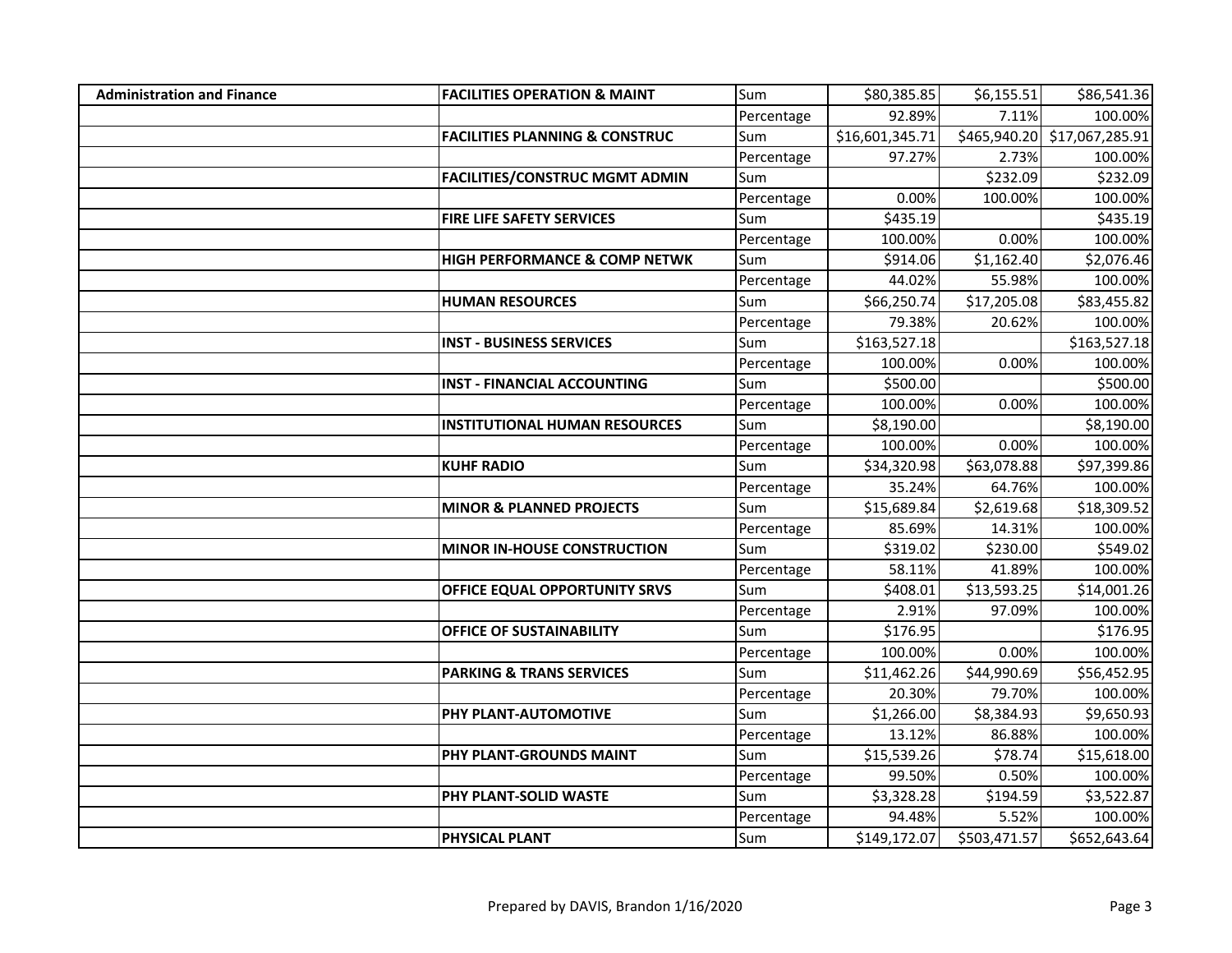| Administration and Finance | FACILITIES OPERATION & MAINT | Sum | $80,385.85 | $6,155.51 | $86,541.36 |
|---|---|---|---|---|---|
| | | Percentage | 92.89% | 7.11% | 100.00% |
| | FACILITIES PLANNING & CONSTRUC | Sum | $16,601,345.71 | $465,940.20 | $17,067,285.91 |
| | | Percentage | 97.27% | 2.73% | 100.00% |
| | FACILITIES/CONSTRUC MGMT ADMIN | Sum | | $232.09 | $232.09 |
| | | Percentage | 0.00% | 100.00% | 100.00% |
| | FIRE LIFE SAFETY SERVICES | Sum | $435.19 | | $435.19 |
| | | Percentage | 100.00% | 0.00% | 100.00% |
| | HIGH PERFORMANCE & COMP NETWK | Sum | $914.06 | $1,162.40 | $2,076.46 |
| | | Percentage | 44.02% | 55.98% | 100.00% |
| | HUMAN RESOURCES | Sum | $66,250.74 | $17,205.08 | $83,455.82 |
| | | Percentage | 79.38% | 20.62% | 100.00% |
| | INST - BUSINESS SERVICES | Sum | $163,527.18 | | $163,527.18 |
| | | Percentage | 100.00% | 0.00% | 100.00% |
| | INST - FINANCIAL ACCOUNTING | Sum | $500.00 | | $500.00 |
| | | Percentage | 100.00% | 0.00% | 100.00% |
| | INSTITUTIONAL HUMAN RESOURCES | Sum | $8,190.00 | | $8,190.00 |
| | | Percentage | 100.00% | 0.00% | 100.00% |
| | KUHF RADIO | Sum | $34,320.98 | $63,078.88 | $97,399.86 |
| | | Percentage | 35.24% | 64.76% | 100.00% |
| | MINOR & PLANNED PROJECTS | Sum | $15,689.84 | $2,619.68 | $18,309.52 |
| | | Percentage | 85.69% | 14.31% | 100.00% |
| | MINOR IN-HOUSE CONSTRUCTION | Sum | $319.02 | $230.00 | $549.02 |
| | | Percentage | 58.11% | 41.89% | 100.00% |
| | OFFICE EQUAL OPPORTUNITY SRVS | Sum | $408.01 | $13,593.25 | $14,001.26 |
| | | Percentage | 2.91% | 97.09% | 100.00% |
| | OFFICE OF SUSTAINABILITY | Sum | $176.95 | | $176.95 |
| | | Percentage | 100.00% | 0.00% | 100.00% |
| | PARKING & TRANS SERVICES | Sum | $11,462.26 | $44,990.69 | $56,452.95 |
| | | Percentage | 20.30% | 79.70% | 100.00% |
| | PHY PLANT-AUTOMOTIVE | Sum | $1,266.00 | $8,384.93 | $9,650.93 |
| | | Percentage | 13.12% | 86.88% | 100.00% |
| | PHY PLANT-GROUNDS MAINT | Sum | $15,539.26 | $78.74 | $15,618.00 |
| | | Percentage | 99.50% | 0.50% | 100.00% |
| | PHY PLANT-SOLID WASTE | Sum | $3,328.28 | $194.59 | $3,522.87 |
| | | Percentage | 94.48% | 5.52% | 100.00% |
| | PHYSICAL PLANT | Sum | $149,172.07 | $503,471.57 | $652,643.64 |

Prepared by DAVIS, Brandon 1/16/2020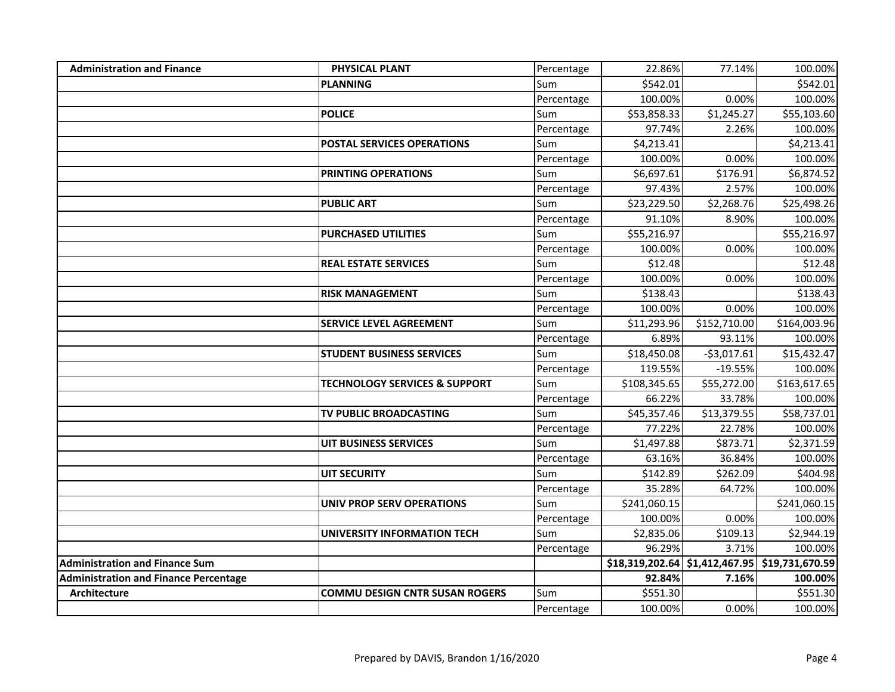| | | | | | |
|---|---|---|---|---|---|
| **Administration and Finance** | **PHYSICAL PLANT** | Percentage | 22.86% | 77.14% | 100.00% |
| | **PLANNING** | Sum | $542.01 | | $542.01 |
| | | Percentage | 100.00% | 0.00% | 100.00% |
| | **POLICE** | Sum | $53,858.33 | $1,245.27 | $55,103.60 |
| | | Percentage | 97.74% | 2.26% | 100.00% |
| | **POSTAL SERVICES OPERATIONS** | Sum | $4,213.41 | | $4,213.41 |
| | | Percentage | 100.00% | 0.00% | 100.00% |
| | **PRINTING OPERATIONS** | Sum | $6,697.61 | $176.91 | $6,874.52 |
| | | Percentage | 97.43% | 2.57% | 100.00% |
| | **PUBLIC ART** | Sum | $23,229.50 | $2,268.76 | $25,498.26 |
| | | Percentage | 91.10% | 8.90% | 100.00% |
| | **PURCHASED UTILITIES** | Sum | $55,216.97 | | $55,216.97 |
| | | Percentage | 100.00% | 0.00% | 100.00% |
| | **REAL ESTATE SERVICES** | Sum | $12.48 | | $12.48 |
| | | Percentage | 100.00% | 0.00% | 100.00% |
| | **RISK MANAGEMENT** | Sum | $138.43 | | $138.43 |
| | | Percentage | 100.00% | 0.00% | 100.00% |
| | **SERVICE LEVEL AGREEMENT** | Sum | $11,293.96 | $152,710.00 | $164,003.96 |
| | | Percentage | 6.89% | 93.11% | 100.00% |
| | **STUDENT BUSINESS SERVICES** | Sum | $18,450.08 | -$3,017.61 | $15,432.47 |
| | | Percentage | 119.55% | -19.55% | 100.00% |
| | **TECHNOLOGY SERVICES & SUPPORT** | Sum | $108,345.65 | $55,272.00 | $163,617.65 |
| | | Percentage | 66.22% | 33.78% | 100.00% |
| | **TV PUBLIC BROADCASTING** | Sum | $45,357.46 | $13,379.55 | $58,737.01 |
| | | Percentage | 77.22% | 22.78% | 100.00% |
| | **UIT BUSINESS SERVICES** | Sum | $1,497.88 | $873.71 | $2,371.59 |
| | | Percentage | 63.16% | 36.84% | 100.00% |
| | **UIT SECURITY** | Sum | $142.89 | $262.09 | $404.98 |
| | | Percentage | 35.28% | 64.72% | 100.00% |
| | **UNIV PROP SERV OPERATIONS** | Sum | $241,060.15 | | $241,060.15 |
| | | Percentage | 100.00% | 0.00% | 100.00% |
| | **UNIVERSITY INFORMATION TECH** | Sum | $2,835.06 | $109.13 | $2,944.19 |
| | | Percentage | 96.29% | 3.71% | 100.00% |
| **Administration and Finance Sum** | | | **$18,319,202.64** | **$1,412,467.95** | **$19,731,670.59** |
| **Administration and Finance Percentage** | | | **92.84%** | **7.16%** | **100.00%** |
| **Architecture** | **COMMU DESIGN CNTR SUSAN ROGERS** | Sum | $551.30 | | $551.30 |
| | | Percentage | 100.00% | 0.00% | 100.00% |

Prepared by DAVIS, Brandon 1/16/2020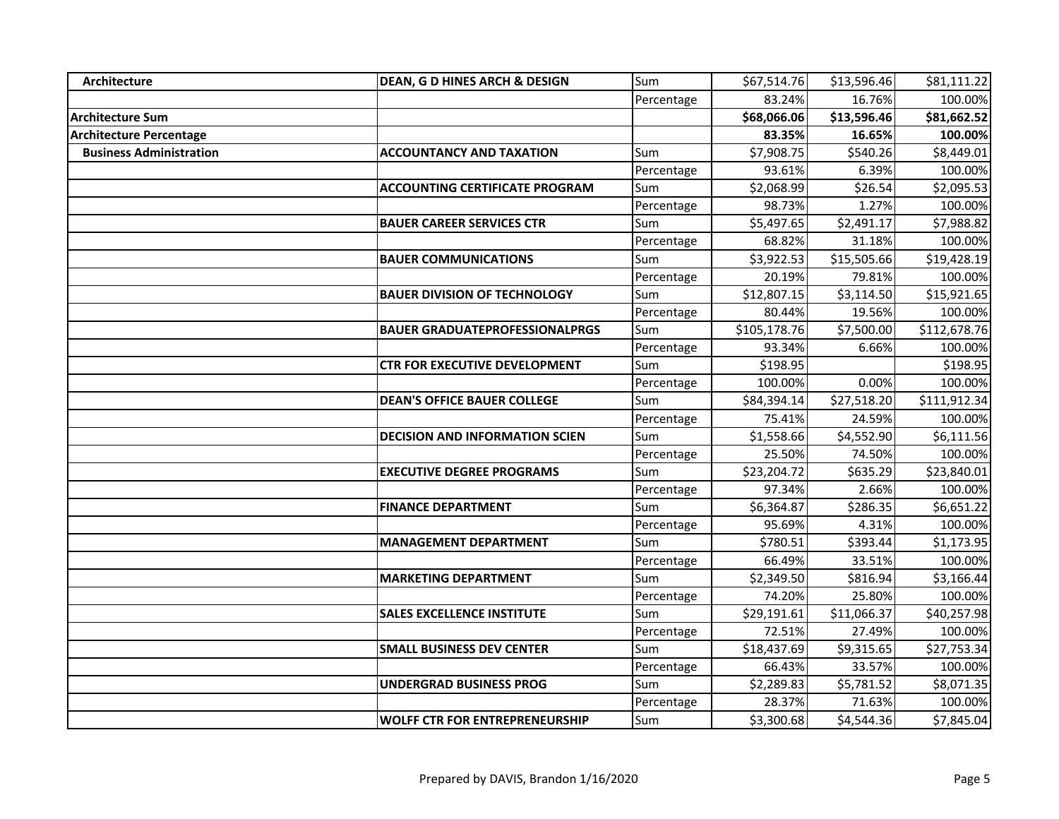| | | | | | |
|---|---|---|---|---|---|
| **Architecture** | **DEAN, G D HINES ARCH & DESIGN** | Sum | $67,514.76 | $13,596.46 | $81,111.22 |
| | | Percentage | 83.24% | 16.76% | 100.00% |
| **Architecture Sum** | | | **$68,066.06** | **$13,596.46** | **$81,662.52** |
| **Architecture Percentage** | | | **83.35%** | **16.65%** | **100.00%** |
| **Business Administration** | **ACCOUNTANCY AND TAXATION** | Sum | $7,908.75 | $540.26 | $8,449.01 |
| | | Percentage | 93.61% | 6.39% | 100.00% |
| | **ACCOUNTING CERTIFICATE PROGRAM** | Sum | $2,068.99 | $26.54 | $2,095.53 |
| | | Percentage | 98.73% | 1.27% | 100.00% |
| | **BAUER CAREER SERVICES CTR** | Sum | $5,497.65 | $2,491.17 | $7,988.82 |
| | | Percentage | 68.82% | 31.18% | 100.00% |
| | **BAUER COMMUNICATIONS** | Sum | $3,922.53 | $15,505.66 | $19,428.19 |
| | | Percentage | 20.19% | 79.81% | 100.00% |
| | **BAUER DIVISION OF TECHNOLOGY** | Sum | $12,807.15 | $3,114.50 | $15,921.65 |
| | | Percentage | 80.44% | 19.56% | 100.00% |
| | **BAUER GRADUATEPROFESSIONALPRGS** | Sum | $105,178.76 | $7,500.00 | $112,678.76 |
| | | Percentage | 93.34% | 6.66% | 100.00% |
| | **CTR FOR EXECUTIVE DEVELOPMENT** | Sum | $198.95 | | $198.95 |
| | | Percentage | 100.00% | 0.00% | 100.00% |
| | **DEAN'S OFFICE BAUER COLLEGE** | Sum | $84,394.14 | $27,518.20 | $111,912.34 |
| | | Percentage | 75.41% | 24.59% | 100.00% |
| | **DECISION AND INFORMATION SCIEN** | Sum | $1,558.66 | $4,552.90 | $6,111.56 |
| | | Percentage | 25.50% | 74.50% | 100.00% |
| | **EXECUTIVE DEGREE PROGRAMS** | Sum | $23,204.72 | $635.29 | $23,840.01 |
| | | Percentage | 97.34% | 2.66% | 100.00% |
| | **FINANCE DEPARTMENT** | Sum | $6,364.87 | $286.35 | $6,651.22 |
| | | Percentage | 95.69% | 4.31% | 100.00% |
| | **MANAGEMENT DEPARTMENT** | Sum | $780.51 | $393.44 | $1,173.95 |
| | | Percentage | 66.49% | 33.51% | 100.00% |
| | **MARKETING DEPARTMENT** | Sum | $2,349.50 | $816.94 | $3,166.44 |
| | | Percentage | 74.20% | 25.80% | 100.00% |
| | **SALES EXCELLENCE INSTITUTE** | Sum | $29,191.61 | $11,066.37 | $40,257.98 |
| | | Percentage | 72.51% | 27.49% | 100.00% |
| | **SMALL BUSINESS DEV CENTER** | Sum | $18,437.69 | $9,315.65 | $27,753.34 |
| | | Percentage | 66.43% | 33.57% | 100.00% |
| | **UNDERGRAD BUSINESS PROG** | Sum | $2,289.83 | $5,781.52 | $8,071.35 |
| | | Percentage | 28.37% | 71.63% | 100.00% |
| | **WOLFF CTR FOR ENTREPRENEURSHIP** | Sum | $3,300.68 | $4,544.36 | $7,845.04 |

Prepared by DAVIS, Brandon 1/16/2020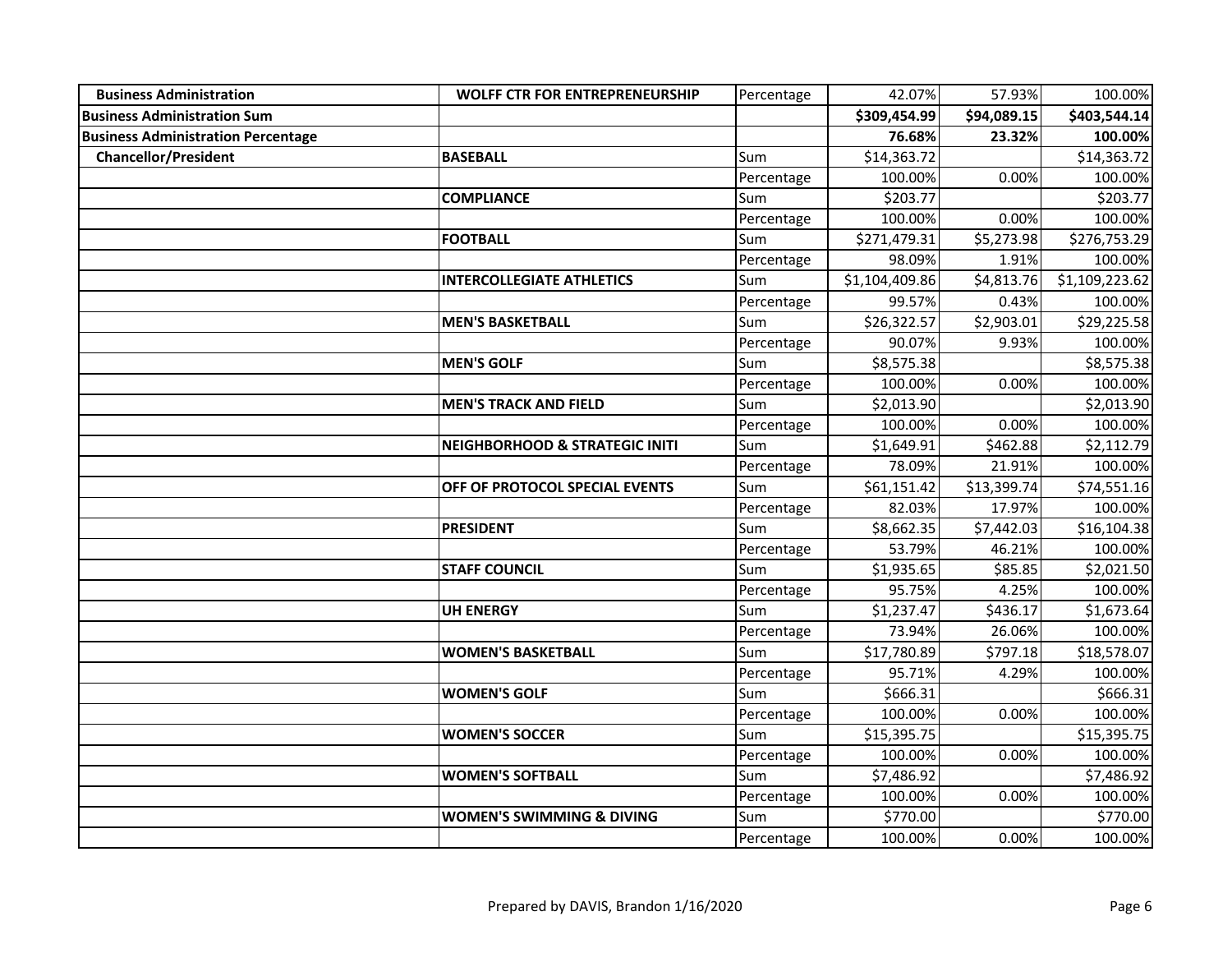| | | | | | |
|---|---|---|---|---|---|
| **Business Administration** | **WOLFF CTR FOR ENTREPRENEURSHIP** | Percentage | 42.07% | 57.93% | 100.00% |
| **Business Administration Sum** | | | **$309,454.99** | **$94,089.15** | **$403,544.14** |
| **Business Administration Percentage** | | | **76.68%** | **23.32%** | **100.00%** |
| **Chancellor/President** | **BASEBALL** | Sum | $14,363.72 | | $14,363.72 |
| | | Percentage | 100.00% | 0.00% | 100.00% |
| | **COMPLIANCE** | Sum | $203.77 | | $203.77 |
| | | Percentage | 100.00% | 0.00% | 100.00% |
| | **FOOTBALL** | Sum | $271,479.31 | $5,273.98 | $276,753.29 |
| | | Percentage | 98.09% | 1.91% | 100.00% |
| | **INTERCOLLEGIATE ATHLETICS** | Sum | $1,104,409.86 | $4,813.76 | $1,109,223.62 |
| | | Percentage | 99.57% | 0.43% | 100.00% |
| | **MEN'S BASKETBALL** | Sum | $26,322.57 | $2,903.01 | $29,225.58 |
| | | Percentage | 90.07% | 9.93% | 100.00% |
| | **MEN'S GOLF** | Sum | $8,575.38 | | $8,575.38 |
| | | Percentage | 100.00% | 0.00% | 100.00% |
| | **MEN'S TRACK AND FIELD** | Sum | $2,013.90 | | $2,013.90 |
| | | Percentage | 100.00% | 0.00% | 100.00% |
| | **NEIGHBORHOOD & STRATEGIC INITI** | Sum | $1,649.91 | $462.88 | $2,112.79 |
| | | Percentage | 78.09% | 21.91% | 100.00% |
| | **OFF OF PROTOCOL SPECIAL EVENTS** | Sum | $61,151.42 | $13,399.74 | $74,551.16 |
| | | Percentage | 82.03% | 17.97% | 100.00% |
| | **PRESIDENT** | Sum | $8,662.35 | $7,442.03 | $16,104.38 |
| | | Percentage | 53.79% | 46.21% | 100.00% |
| | **STAFF COUNCIL** | Sum | $1,935.65 | $85.85 | $2,021.50 |
| | | Percentage | 95.75% | 4.25% | 100.00% |
| | **UH ENERGY** | Sum | $1,237.47 | $436.17 | $1,673.64 |
| | | Percentage | 73.94% | 26.06% | 100.00% |
| | **WOMEN'S BASKETBALL** | Sum | $17,780.89 | $797.18 | $18,578.07 |
| | | Percentage | 95.71% | 4.29% | 100.00% |
| | **WOMEN'S GOLF** | Sum | $666.31 | | $666.31 |
| | | Percentage | 100.00% | 0.00% | 100.00% |
| | **WOMEN'S SOCCER** | Sum | $15,395.75 | | $15,395.75 |
| | | Percentage | 100.00% | 0.00% | 100.00% |
| | **WOMEN'S SOFTBALL** | Sum | $7,486.92 | | $7,486.92 |
| | | Percentage | 100.00% | 0.00% | 100.00% |
| | **WOMEN'S SWIMMING & DIVING** | Sum | $770.00 | | $770.00 |
| | | Percentage | 100.00% | 0.00% | 100.00% |

Prepared by DAVIS, Brandon 1/16/2020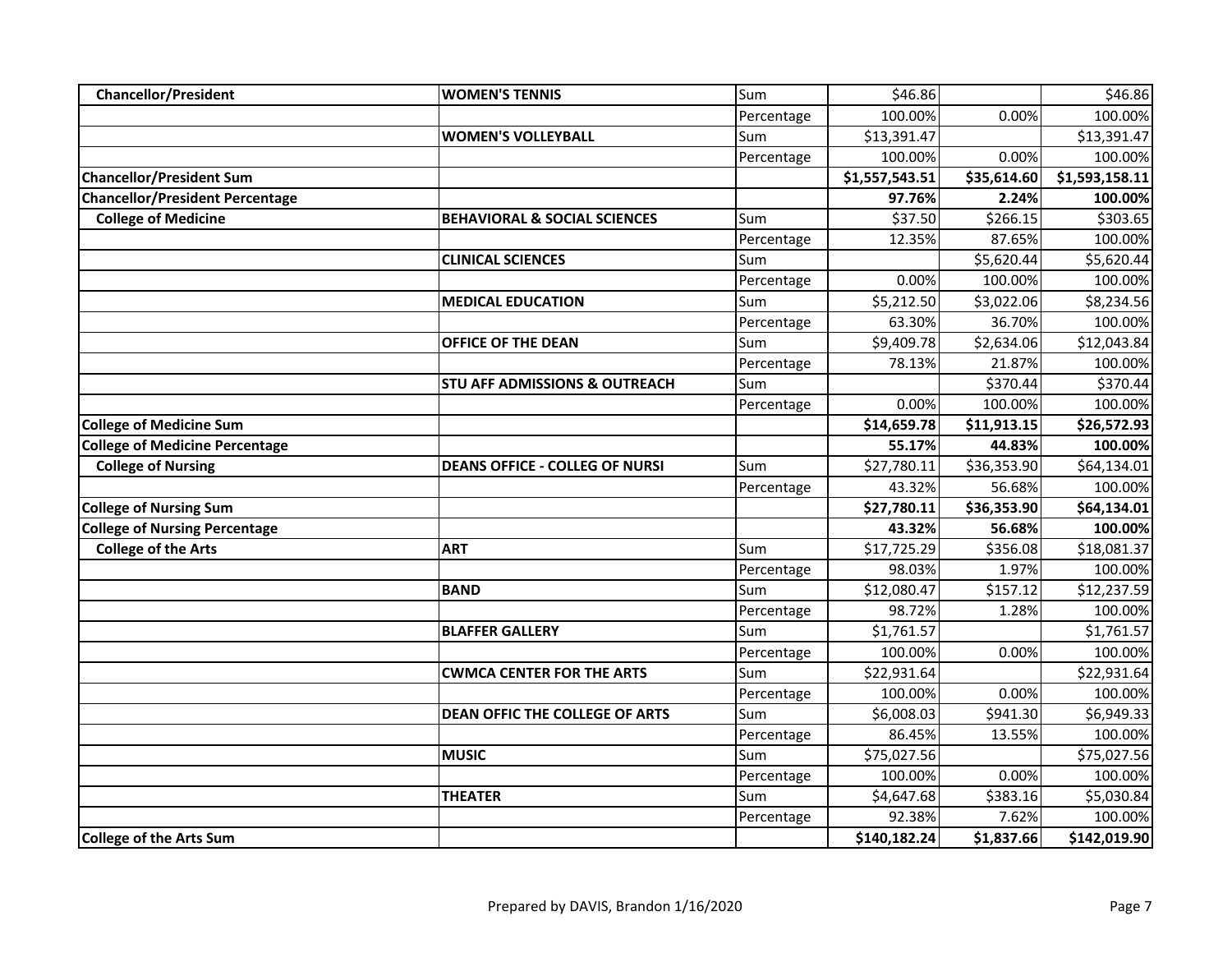| | | | | | |
|---|---|---|---|---|---|
| **Chancellor/President** | **WOMEN'S TENNIS** | Sum | $46.86 | | $46.86 |
| | | Percentage | 100.00% | 0.00% | 100.00% |
| | **WOMEN'S VOLLEYBALL** | Sum | $13,391.47 | | $13,391.47 |
| | | Percentage | 100.00% | 0.00% | 100.00% |
| **Chancellor/President Sum** | | | **$1,557,543.51** | **$35,614.60** | **$1,593,158.11** |
| **Chancellor/President Percentage** | | | **97.76%** | **2.24%** | **100.00%** |
| **College of Medicine** | **BEHAVIORAL & SOCIAL SCIENCES** | Sum | $37.50 | $266.15 | $303.65 |
| | | Percentage | 12.35% | 87.65% | 100.00% |
| | **CLINICAL SCIENCES** | Sum | | $5,620.44 | $5,620.44 |
| | | Percentage | 0.00% | 100.00% | 100.00% |
| | **MEDICAL EDUCATION** | Sum | $5,212.50 | $3,022.06 | $8,234.56 |
| | | Percentage | 63.30% | 36.70% | 100.00% |
| | **OFFICE OF THE DEAN** | Sum | $9,409.78 | $2,634.06 | $12,043.84 |
| | | Percentage | 78.13% | 21.87% | 100.00% |
| | **STU AFF ADMISSIONS & OUTREACH** | Sum | | $370.44 | $370.44 |
| | | Percentage | 0.00% | 100.00% | 100.00% |
| **College of Medicine Sum** | | | **$14,659.78** | **$11,913.15** | **$26,572.93** |
| **College of Medicine Percentage** | | | **55.17%** | **44.83%** | **100.00%** |
| **College of Nursing** | **DEANS OFFICE - COLLEG OF NURSI** | Sum | $27,780.11 | $36,353.90 | $64,134.01 |
| | | Percentage | 43.32% | 56.68% | 100.00% |
| **College of Nursing Sum** | | | **$27,780.11** | **$36,353.90** | **$64,134.01** |
| **College of Nursing Percentage** | | | **43.32%** | **56.68%** | **100.00%** |
| **College of the Arts** | **ART** | Sum | $17,725.29 | $356.08 | $18,081.37 |
| | | Percentage | 98.03% | 1.97% | 100.00% |
| | **BAND** | Sum | $12,080.47 | $157.12 | $12,237.59 |
| | | Percentage | 98.72% | 1.28% | 100.00% |
| | **BLAFFER GALLERY** | Sum | $1,761.57 | | $1,761.57 |
| | | Percentage | 100.00% | 0.00% | 100.00% |
| | **CWMCA CENTER FOR THE ARTS** | Sum | $22,931.64 | | $22,931.64 |
| | | Percentage | 100.00% | 0.00% | 100.00% |
| | **DEAN OFFIC THE COLLEGE OF ARTS** | Sum | $6,008.03 | $941.30 | $6,949.33 |
| | | Percentage | 86.45% | 13.55% | 100.00% |
| | **MUSIC** | Sum | $75,027.56 | | $75,027.56 |
| | | Percentage | 100.00% | 0.00% | 100.00% |
| | **THEATER** | Sum | $4,647.68 | $383.16 | $5,030.84 |
| | | Percentage | 92.38% | 7.62% | 100.00% |
| **College of the Arts Sum** | | | **$140,182.24** | **$1,837.66** | **$142,019.90** |

Prepared by DAVIS, Brandon 1/16/2020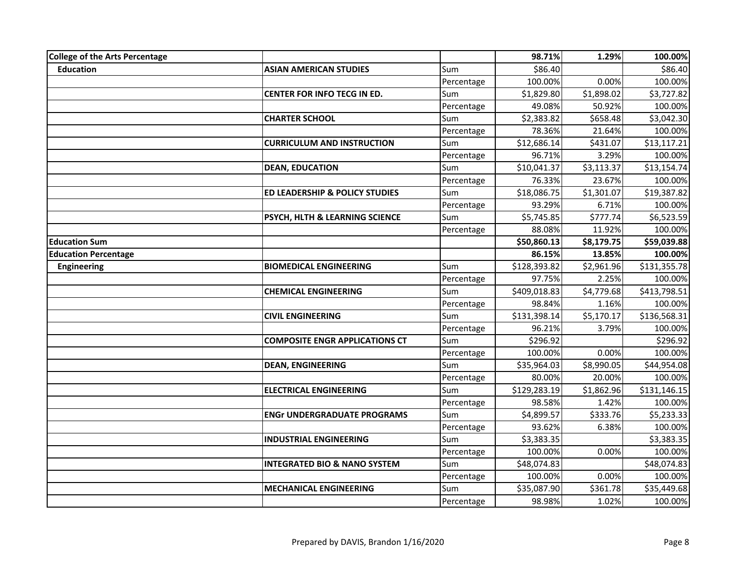| College of the Arts Percentage | | | 98.71% | 1.29% | 100.00% |
|---|---|---|---|---|---|
| **Education** | **ASIAN AMERICAN STUDIES** | Sum | $86.40 | | $86.40 |
| | | Percentage | 100.00% | 0.00% | 100.00% |
| | **CENTER FOR INFO TECG IN ED.** | Sum | $1,829.80 | $1,898.02 | $3,727.82 |
| | | Percentage | 49.08% | 50.92% | 100.00% |
| | **CHARTER SCHOOL** | Sum | $2,383.82 | $658.48 | $3,042.30 |
| | | Percentage | 78.36% | 21.64% | 100.00% |
| | **CURRICULUM AND INSTRUCTION** | Sum | $12,686.14 | $431.07 | $13,117.21 |
| | | Percentage | 96.71% | 3.29% | 100.00% |
| | **DEAN, EDUCATION** | Sum | $10,041.37 | $3,113.37 | $13,154.74 |
| | | Percentage | 76.33% | 23.67% | 100.00% |
| | **ED LEADERSHIP & POLICY STUDIES** | Sum | $18,086.75 | $1,301.07 | $19,387.82 |
| | | Percentage | 93.29% | 6.71% | 100.00% |
| | **PSYCH, HLTH & LEARNING SCIENCE** | Sum | $5,745.85 | $777.74 | $6,523.59 |
| | | Percentage | 88.08% | 11.92% | 100.00% |
| **Education Sum** | | | **$50,860.13** | **$8,179.75** | **$59,039.88** |
| **Education Percentage** | | | **86.15%** | **13.85%** | **100.00%** |
| **Engineering** | **BIOMEDICAL ENGINEERING** | Sum | $128,393.82 | $2,961.96 | $131,355.78 |
| | | Percentage | 97.75% | 2.25% | 100.00% |
| | **CHEMICAL ENGINEERING** | Sum | $409,018.83 | $4,779.68 | $413,798.51 |
| | | Percentage | 98.84% | 1.16% | 100.00% |
| | **CIVIL ENGINEERING** | Sum | $131,398.14 | $5,170.17 | $136,568.31 |
| | | Percentage | 96.21% | 3.79% | 100.00% |
| | **COMPOSITE ENGR APPLICATIONS CT** | Sum | $296.92 | | $296.92 |
| | | Percentage | 100.00% | 0.00% | 100.00% |
| | **DEAN, ENGINEERING** | Sum | $35,964.03 | $8,990.05 | $44,954.08 |
| | | Percentage | 80.00% | 20.00% | 100.00% |
| | **ELECTRICAL ENGINEERING** | Sum | $129,283.19 | $1,862.96 | $131,146.15 |
| | | Percentage | 98.58% | 1.42% | 100.00% |
| | **ENGr UNDERGRADUATE PROGRAMS** | Sum | $4,899.57 | $333.76 | $5,233.33 |
| | | Percentage | 93.62% | 6.38% | 100.00% |
| | **INDUSTRIAL ENGINEERING** | Sum | $3,383.35 | | $3,383.35 |
| | | Percentage | 100.00% | 0.00% | 100.00% |
| | **INTEGRATED BIO & NANO SYSTEM** | Sum | $48,074.83 | | $48,074.83 |
| | | Percentage | 100.00% | 0.00% | 100.00% |
| | **MECHANICAL ENGINEERING** | Sum | $35,087.90 | $361.78 | $35,449.68 |
| | | Percentage | 98.98% | 1.02% | 100.00% |

Prepared by DAVIS, Brandon 1/16/2020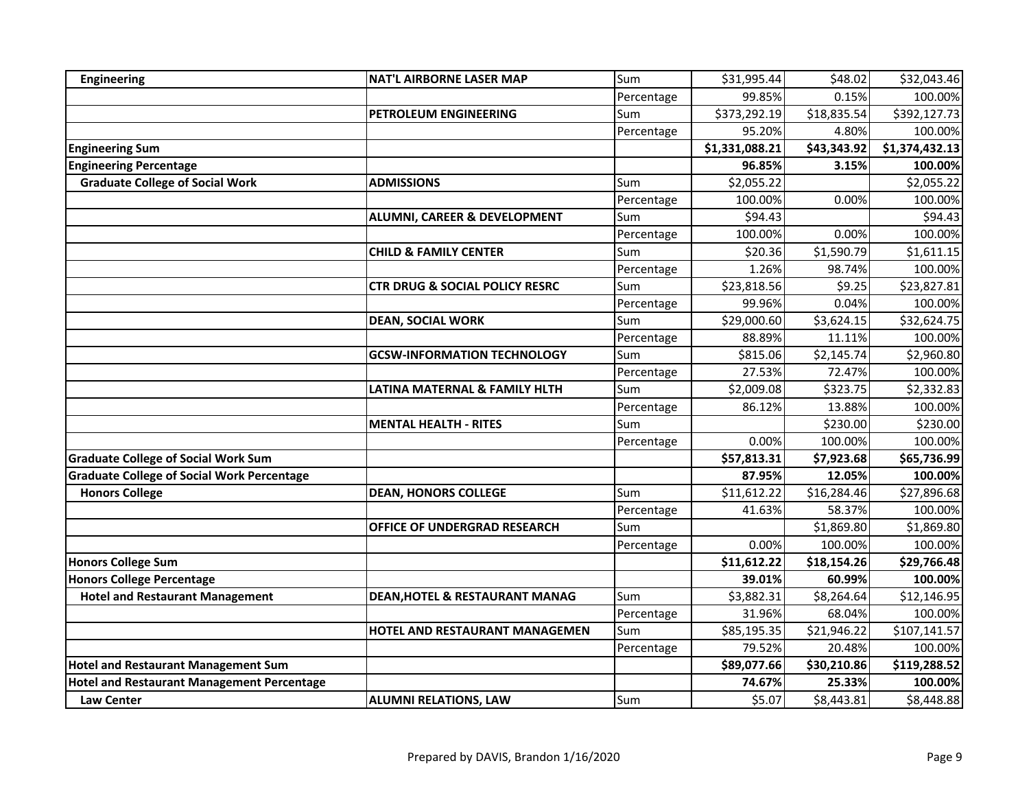| | | | | | |
|---|---|---|---|---|---|
| **Engineering** | **NAT'L AIRBORNE LASER MAP** | Sum | $31,995.44 | $48.02 | $32,043.46 |
| | | Percentage | 99.85% | 0.15% | 100.00% |
| | **PETROLEUM ENGINEERING** | Sum | $373,292.19 | $18,835.54 | $392,127.73 |
| | | Percentage | 95.20% | 4.80% | 100.00% |
| **Engineering Sum** | | | **$1,331,088.21** | **$43,343.92** | **$1,374,432.13** |
| **Engineering Percentage** | | | **96.85%** | **3.15%** | **100.00%** |
| **Graduate College of Social Work** | **ADMISSIONS** | Sum | $2,055.22 | | $2,055.22 |
| | | Percentage | 100.00% | 0.00% | 100.00% |
| | **ALUMNI, CAREER & DEVELOPMENT** | Sum | $94.43 | | $94.43 |
| | | Percentage | 100.00% | 0.00% | 100.00% |
| | **CHILD & FAMILY CENTER** | Sum | $20.36 | $1,590.79 | $1,611.15 |
| | | Percentage | 1.26% | 98.74% | 100.00% |
| | **CTR DRUG & SOCIAL POLICY RESRC** | Sum | $23,818.56 | $9.25 | $23,827.81 |
| | | Percentage | 99.96% | 0.04% | 100.00% |
| | **DEAN, SOCIAL WORK** | Sum | $29,000.60 | $3,624.15 | $32,624.75 |
| | | Percentage | 88.89% | 11.11% | 100.00% |
| | **GCSW-INFORMATION TECHNOLOGY** | Sum | $815.06 | $2,145.74 | $2,960.80 |
| | | Percentage | 27.53% | 72.47% | 100.00% |
| | **LATINA MATERNAL & FAMILY HLTH** | Sum | $2,009.08 | $323.75 | $2,332.83 |
| | | Percentage | 86.12% | 13.88% | 100.00% |
| | **MENTAL HEALTH - RITES** | Sum | | $230.00 | $230.00 |
| | | Percentage | 0.00% | 100.00% | 100.00% |
| **Graduate College of Social Work Sum** | | | **$57,813.31** | **$7,923.68** | **$65,736.99** |
| **Graduate College of Social Work Percentage** | | | **87.95%** | **12.05%** | **100.00%** |
| **Honors College** | **DEAN, HONORS COLLEGE** | Sum | $11,612.22 | $16,284.46 | $27,896.68 |
| | | Percentage | 41.63% | 58.37% | 100.00% |
| | **OFFICE OF UNDERGRAD RESEARCH** | Sum | | $1,869.80 | $1,869.80 |
| | | Percentage | 0.00% | 100.00% | 100.00% |
| **Honors College Sum** | | | **$11,612.22** | **$18,154.26** | **$29,766.48** |
| **Honors College Percentage** | | | **39.01%** | **60.99%** | **100.00%** |
| **Hotel and Restaurant Management** | **DEAN,HOTEL & RESTAURANT MANAG** | Sum | $3,882.31 | $8,264.64 | $12,146.95 |
| | | Percentage | 31.96% | 68.04% | 100.00% |
| | **HOTEL AND RESTAURANT MANAGEMEN** | Sum | $85,195.35 | $21,946.22 | $107,141.57 |
| | | Percentage | 79.52% | 20.48% | 100.00% |
| **Hotel and Restaurant Management Sum** | | | **$89,077.66** | **$30,210.86** | **$119,288.52** |
| **Hotel and Restaurant Management Percentage** | | | **74.67%** | **25.33%** | **100.00%** |
| **Law Center** | **ALUMNI RELATIONS, LAW** | Sum | $5.07 | $8,443.81 | $8,448.88 |

Prepared by DAVIS, Brandon 1/16/2020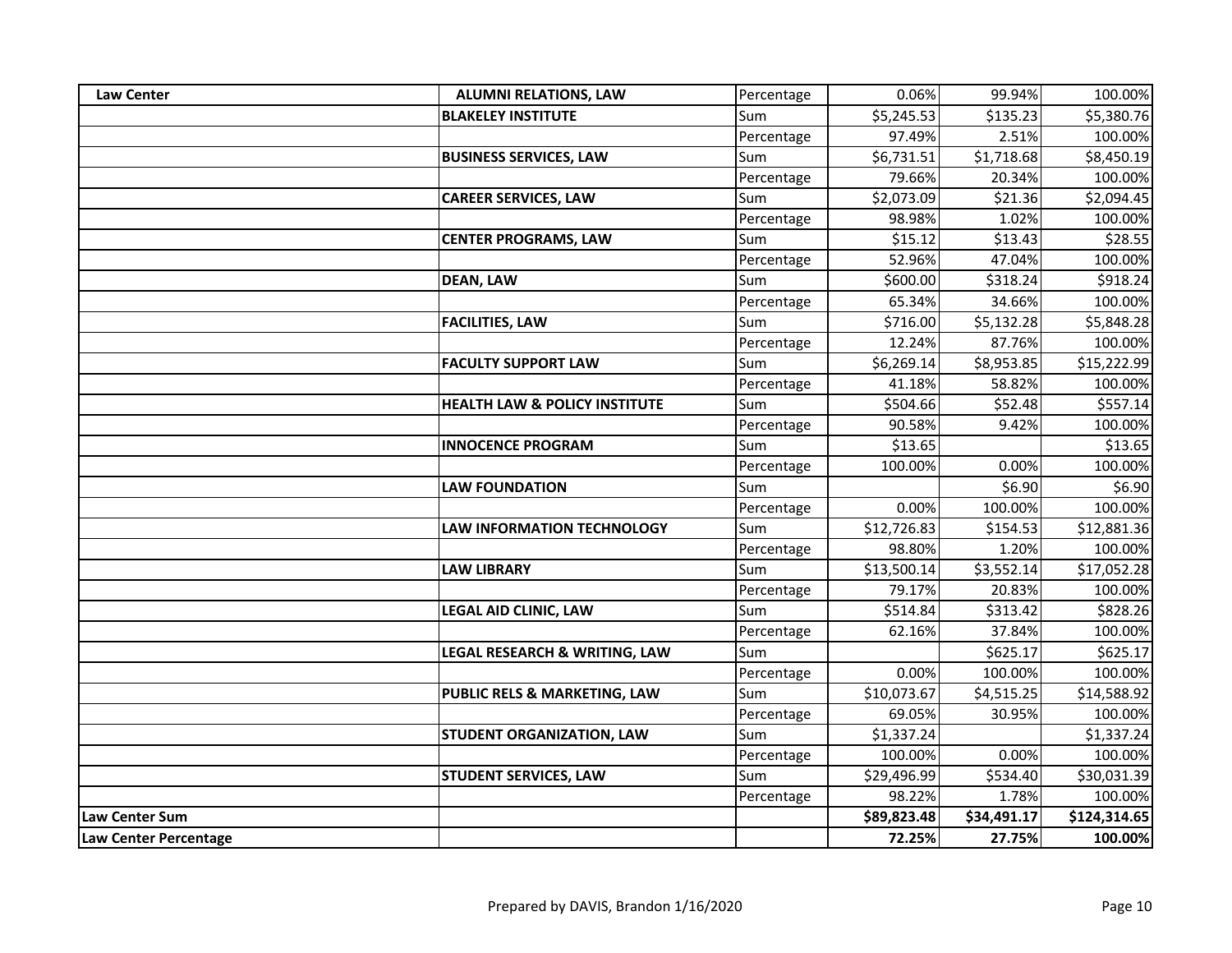| | | | | | |
|---|---|---|---|---|---|
| **Law Center** | **ALUMNI RELATIONS, LAW** | Percentage | 0.06% | 99.94% | 100.00% |
| | **BLAKELEY INSTITUTE** | Sum | $5,245.53 | $135.23 | $5,380.76 |
| | | Percentage | 97.49% | 2.51% | 100.00% |
| | **BUSINESS SERVICES, LAW** | Sum | $6,731.51 | $1,718.68 | $8,450.19 |
| | | Percentage | 79.66% | 20.34% | 100.00% |
| | **CAREER SERVICES, LAW** | Sum | $2,073.09 | $21.36 | $2,094.45 |
| | | Percentage | 98.98% | 1.02% | 100.00% |
| | **CENTER PROGRAMS, LAW** | Sum | $15.12 | $13.43 | $28.55 |
| | | Percentage | 52.96% | 47.04% | 100.00% |
| | **DEAN, LAW** | Sum | $600.00 | $318.24 | $918.24 |
| | | Percentage | 65.34% | 34.66% | 100.00% |
| | **FACILITIES, LAW** | Sum | $716.00 | $5,132.28 | $5,848.28 |
| | | Percentage | 12.24% | 87.76% | 100.00% |
| | **FACULTY SUPPORT LAW** | Sum | $6,269.14 | $8,953.85 | $15,222.99 |
| | | Percentage | 41.18% | 58.82% | 100.00% |
| | **HEALTH LAW & POLICY INSTITUTE** | Sum | $504.66 | $52.48 | $557.14 |
| | | Percentage | 90.58% | 9.42% | 100.00% |
| | **INNOCENCE PROGRAM** | Sum | $13.65 | | $13.65 |
| | | Percentage | 100.00% | 0.00% | 100.00% |
| | **LAW FOUNDATION** | Sum | | $6.90 | $6.90 |
| | | Percentage | 0.00% | 100.00% | 100.00% |
| | **LAW INFORMATION TECHNOLOGY** | Sum | $12,726.83 | $154.53 | $12,881.36 |
| | | Percentage | 98.80% | 1.20% | 100.00% |
| | **LAW LIBRARY** | Sum | $13,500.14 | $3,552.14 | $17,052.28 |
| | | Percentage | 79.17% | 20.83% | 100.00% |
| | **LEGAL AID CLINIC, LAW** | Sum | $514.84 | $313.42 | $828.26 |
| | | Percentage | 62.16% | 37.84% | 100.00% |
| | **LEGAL RESEARCH & WRITING, LAW** | Sum | | $625.17 | $625.17 |
| | | Percentage | 0.00% | 100.00% | 100.00% |
| | **PUBLIC RELS & MARKETING, LAW** | Sum | $10,073.67 | $4,515.25 | $14,588.92 |
| | | Percentage | 69.05% | 30.95% | 100.00% |
| | **STUDENT ORGANIZATION, LAW** | Sum | $1,337.24 | | $1,337.24 |
| | | Percentage | 100.00% | 0.00% | 100.00% |
| | **STUDENT SERVICES, LAW** | Sum | $29,496.99 | $534.40 | $30,031.39 |
| | | Percentage | 98.22% | 1.78% | 100.00% |
| **Law Center Sum** | | | **$89,823.48** | **$34,491.17** | **$124,314.65** |
| **Law Center Percentage** | | | **72.25%** | **27.75%** | **100.00%** |

Prepared by DAVIS, Brandon 1/16/2020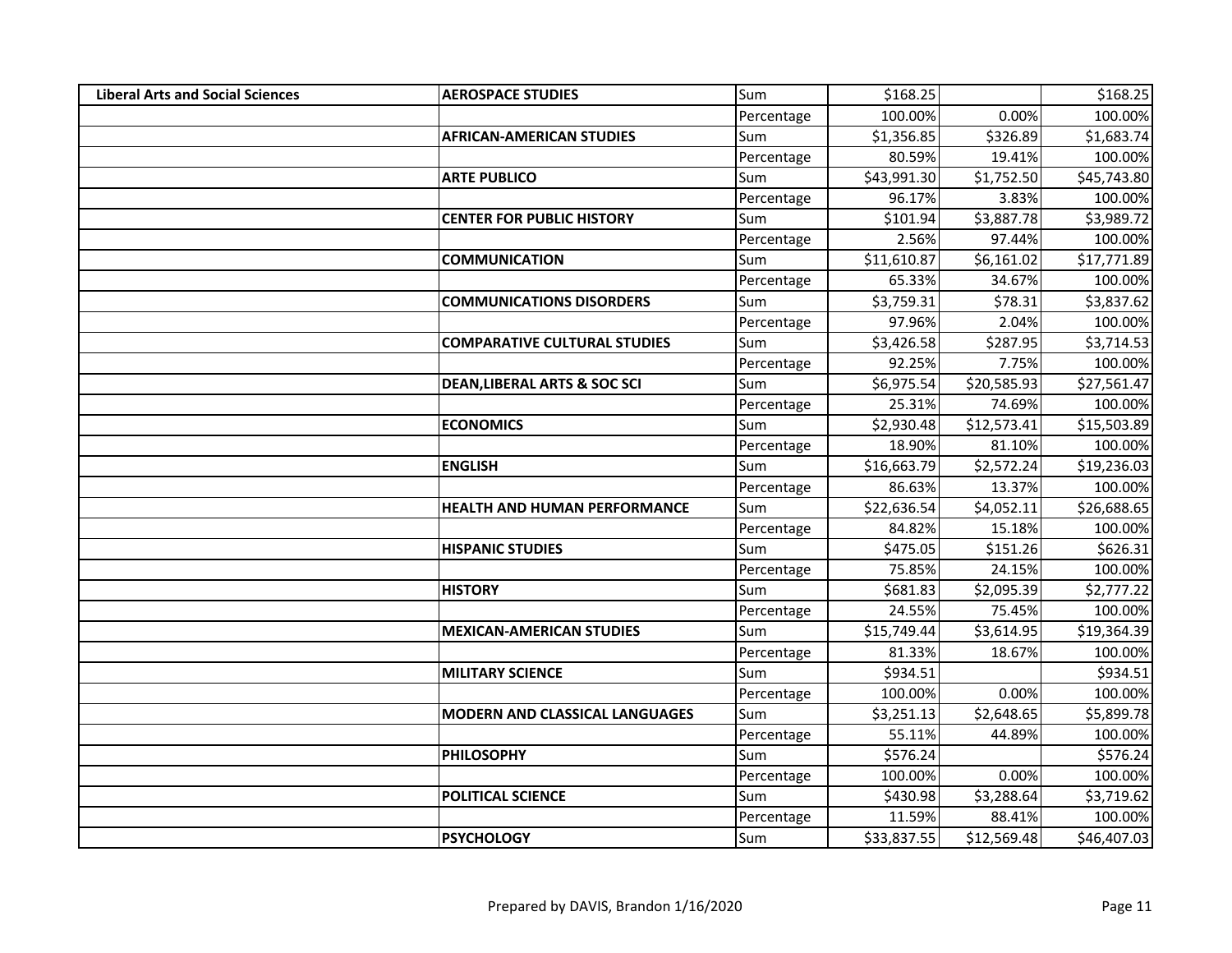| Liberal Arts and Social Sciences | AEROSPACE STUDIES | Sum | $168.25 | | $168.25 |
|---|---|---|---|---|---|
| | | Percentage | 100.00% | 0.00% | 100.00% |
| | AFRICAN-AMERICAN STUDIES | Sum | $1,356.85 | $326.89 | $1,683.74 |
| | | Percentage | 80.59% | 19.41% | 100.00% |
| | ARTE PUBLICO | Sum | $43,991.30 | $1,752.50 | $45,743.80 |
| | | Percentage | 96.17% | 3.83% | 100.00% |
| | CENTER FOR PUBLIC HISTORY | Sum | $101.94 | $3,887.78 | $3,989.72 |
| | | Percentage | 2.56% | 97.44% | 100.00% |
| | COMMUNICATION | Sum | $11,610.87 | $6,161.02 | $17,771.89 |
| | | Percentage | 65.33% | 34.67% | 100.00% |
| | COMMUNICATIONS DISORDERS | Sum | $3,759.31 | $78.31 | $3,837.62 |
| | | Percentage | 97.96% | 2.04% | 100.00% |
| | COMPARATIVE CULTURAL STUDIES | Sum | $3,426.58 | $287.95 | $3,714.53 |
| | | Percentage | 92.25% | 7.75% | 100.00% |
| | DEAN,LIBERAL ARTS & SOC SCI | Sum | $6,975.54 | $20,585.93 | $27,561.47 |
| | | Percentage | 25.31% | 74.69% | 100.00% |
| | ECONOMICS | Sum | $2,930.48 | $12,573.41 | $15,503.89 |
| | | Percentage | 18.90% | 81.10% | 100.00% |
| | ENGLISH | Sum | $16,663.79 | $2,572.24 | $19,236.03 |
| | | Percentage | 86.63% | 13.37% | 100.00% |
| | HEALTH AND HUMAN PERFORMANCE | Sum | $22,636.54 | $4,052.11 | $26,688.65 |
| | | Percentage | 84.82% | 15.18% | 100.00% |
| | HISPANIC STUDIES | Sum | $475.05 | $151.26 | $626.31 |
| | | Percentage | 75.85% | 24.15% | 100.00% |
| | HISTORY | Sum | $681.83 | $2,095.39 | $2,777.22 |
| | | Percentage | 24.55% | 75.45% | 100.00% |
| | MEXICAN-AMERICAN STUDIES | Sum | $15,749.44 | $3,614.95 | $19,364.39 |
| | | Percentage | 81.33% | 18.67% | 100.00% |
| | MILITARY SCIENCE | Sum | $934.51 | | $934.51 |
| | | Percentage | 100.00% | 0.00% | 100.00% |
| | MODERN AND CLASSICAL LANGUAGES | Sum | $3,251.13 | $2,648.65 | $5,899.78 |
| | | Percentage | 55.11% | 44.89% | 100.00% |
| | PHILOSOPHY | Sum | $576.24 | | $576.24 |
| | | Percentage | 100.00% | 0.00% | 100.00% |
| | POLITICAL SCIENCE | Sum | $430.98 | $3,288.64 | $3,719.62 |
| | | Percentage | 11.59% | 88.41% | 100.00% |
| | PSYCHOLOGY | Sum | $33,837.55 | $12,569.48 | $46,407.03 |

Prepared by DAVIS, Brandon 1/16/2020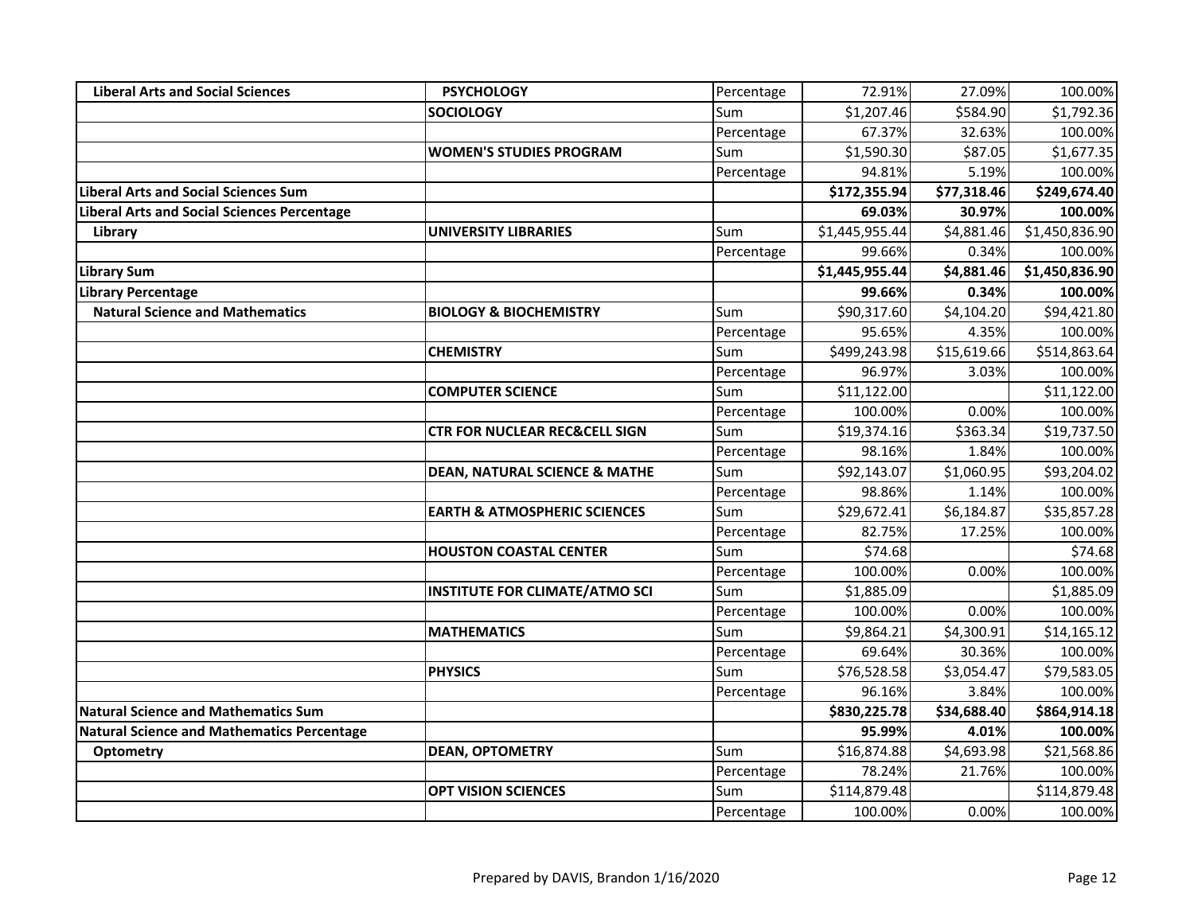| | | | | | |
|---|---|---|---|---|---|
| **Liberal Arts and Social Sciences** | **PSYCHOLOGY** | Percentage | 72.91% | 27.09% | 100.00% |
| | **SOCIOLOGY** | Sum | $1,207.46 | $584.90 | $1,792.36 |
| | | Percentage | 67.37% | 32.63% | 100.00% |
| | **WOMEN'S STUDIES PROGRAM** | Sum | $1,590.30 | $87.05 | $1,677.35 |
| | | Percentage | 94.81% | 5.19% | 100.00% |
| **Liberal Arts and Social Sciences Sum** | | | **$172,355.94** | **$77,318.46** | **$249,674.40** |
| **Liberal Arts and Social Sciences Percentage** | | | **69.03%** | **30.97%** | **100.00%** |
| **Library** | **UNIVERSITY LIBRARIES** | Sum | $1,445,955.44 | $4,881.46 | $1,450,836.90 |
| | | Percentage | 99.66% | 0.34% | 100.00% |
| **Library Sum** | | | **$1,445,955.44** | **$4,881.46** | **$1,450,836.90** |
| **Library Percentage** | | | **99.66%** | **0.34%** | **100.00%** |
| **Natural Science and Mathematics** | **BIOLOGY & BIOCHEMISTRY** | Sum | $90,317.60 | $4,104.20 | $94,421.80 |
| | | Percentage | 95.65% | 4.35% | 100.00% |
| | **CHEMISTRY** | Sum | $499,243.98 | $15,619.66 | $514,863.64 |
| | | Percentage | 96.97% | 3.03% | 100.00% |
| | **COMPUTER SCIENCE** | Sum | $11,122.00 | | $11,122.00 |
| | | Percentage | 100.00% | 0.00% | 100.00% |
| | **CTR FOR NUCLEAR REC&CELL SIGN** | Sum | $19,374.16 | $363.34 | $19,737.50 |
| | | Percentage | 98.16% | 1.84% | 100.00% |
| | **DEAN, NATURAL SCIENCE & MATHE** | Sum | $92,143.07 | $1,060.95 | $93,204.02 |
| | | Percentage | 98.86% | 1.14% | 100.00% |
| | **EARTH & ATMOSPHERIC SCIENCES** | Sum | $29,672.41 | $6,184.87 | $35,857.28 |
| | | Percentage | 82.75% | 17.25% | 100.00% |
| | **HOUSTON COASTAL CENTER** | Sum | $74.68 | | $74.68 |
| | | Percentage | 100.00% | 0.00% | 100.00% |
| | **INSTITUTE FOR CLIMATE/ATMO SCI** | Sum | $1,885.09 | | $1,885.09 |
| | | Percentage | 100.00% | 0.00% | 100.00% |
| | **MATHEMATICS** | Sum | $9,864.21 | $4,300.91 | $14,165.12 |
| | | Percentage | 69.64% | 30.36% | 100.00% |
| | **PHYSICS** | Sum | $76,528.58 | $3,054.47 | $79,583.05 |
| | | Percentage | 96.16% | 3.84% | 100.00% |
| **Natural Science and Mathematics Sum** | | | **$830,225.78** | **$34,688.40** | **$864,914.18** |
| **Natural Science and Mathematics Percentage** | | | **95.99%** | **4.01%** | **100.00%** |
| **Optometry** | **DEAN, OPTOMETRY** | Sum | $16,874.88 | $4,693.98 | $21,568.86 |
| | | Percentage | 78.24% | 21.76% | 100.00% |
| | **OPT VISION SCIENCES** | Sum | $114,879.48 | | $114,879.48 |
| | | Percentage | 100.00% | 0.00% | 100.00% |

Prepared by DAVIS, Brandon 1/16/2020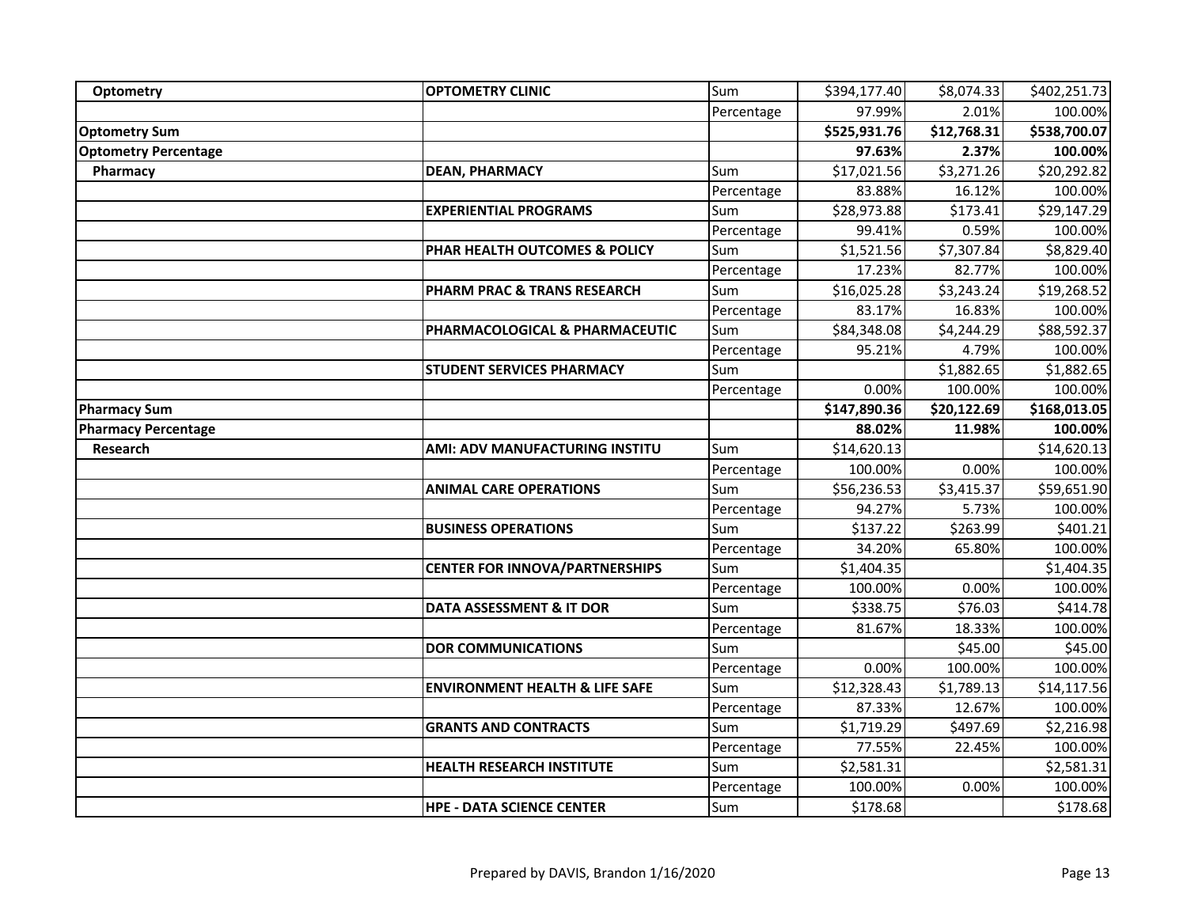| | | | | | |
|---|---|---|---|---|---|
| **Optometry** | **OPTOMETRY CLINIC** | Sum | $394,177.40 | $8,074.33 | $402,251.73 |
| | | Percentage | 97.99% | 2.01% | 100.00% |
| **Optometry Sum** | | | **$525,931.76** | **$12,768.31** | **$538,700.07** |
| **Optometry Percentage** | | | **97.63%** | **2.37%** | **100.00%** |
| **Pharmacy** | **DEAN, PHARMACY** | Sum | $17,021.56 | $3,271.26 | $20,292.82 |
| | | Percentage | 83.88% | 16.12% | 100.00% |
| | **EXPERIENTIAL PROGRAMS** | Sum | $28,973.88 | $173.41 | $29,147.29 |
| | | Percentage | 99.41% | 0.59% | 100.00% |
| | **PHAR HEALTH OUTCOMES & POLICY** | Sum | $1,521.56 | $7,307.84 | $8,829.40 |
| | | Percentage | 17.23% | 82.77% | 100.00% |
| | **PHARM PRAC & TRANS RESEARCH** | Sum | $16,025.28 | $3,243.24 | $19,268.52 |
| | | Percentage | 83.17% | 16.83% | 100.00% |
| | **PHARMACOLOGICAL & PHARMACEUTIC** | Sum | $84,348.08 | $4,244.29 | $88,592.37 |
| | | Percentage | 95.21% | 4.79% | 100.00% |
| | **STUDENT SERVICES PHARMACY** | Sum | | $1,882.65 | $1,882.65 |
| | | Percentage | 0.00% | 100.00% | 100.00% |
| **Pharmacy Sum** | | | **$147,890.36** | **$20,122.69** | **$168,013.05** |
| **Pharmacy Percentage** | | | **88.02%** | **11.98%** | **100.00%** |
| **Research** | **AMI: ADV MANUFACTURING INSTITU** | Sum | $14,620.13 | | $14,620.13 |
| | | Percentage | 100.00% | 0.00% | 100.00% |
| | **ANIMAL CARE OPERATIONS** | Sum | $56,236.53 | $3,415.37 | $59,651.90 |
| | | Percentage | 94.27% | 5.73% | 100.00% |
| | **BUSINESS OPERATIONS** | Sum | $137.22 | $263.99 | $401.21 |
| | | Percentage | 34.20% | 65.80% | 100.00% |
| | **CENTER FOR INNOVA/PARTNERSHIPS** | Sum | $1,404.35 | | $1,404.35 |
| | | Percentage | 100.00% | 0.00% | 100.00% |
| | **DATA ASSESSMENT & IT DOR** | Sum | $338.75 | $76.03 | $414.78 |
| | | Percentage | 81.67% | 18.33% | 100.00% |
| | **DOR COMMUNICATIONS** | Sum | | $45.00 | $45.00 |
| | | Percentage | 0.00% | 100.00% | 100.00% |
| | **ENVIRONMENT HEALTH & LIFE SAFE** | Sum | $12,328.43 | $1,789.13 | $14,117.56 |
| | | Percentage | 87.33% | 12.67% | 100.00% |
| | **GRANTS AND CONTRACTS** | Sum | $1,719.29 | $497.69 | $2,216.98 |
| | | Percentage | 77.55% | 22.45% | 100.00% |
| | **HEALTH RESEARCH INSTITUTE** | Sum | $2,581.31 | | $2,581.31 |
| | | Percentage | 100.00% | 0.00% | 100.00% |
| | **HPE - DATA SCIENCE CENTER** | Sum | $178.68 | | $178.68 |

Prepared by DAVIS, Brandon 1/16/2020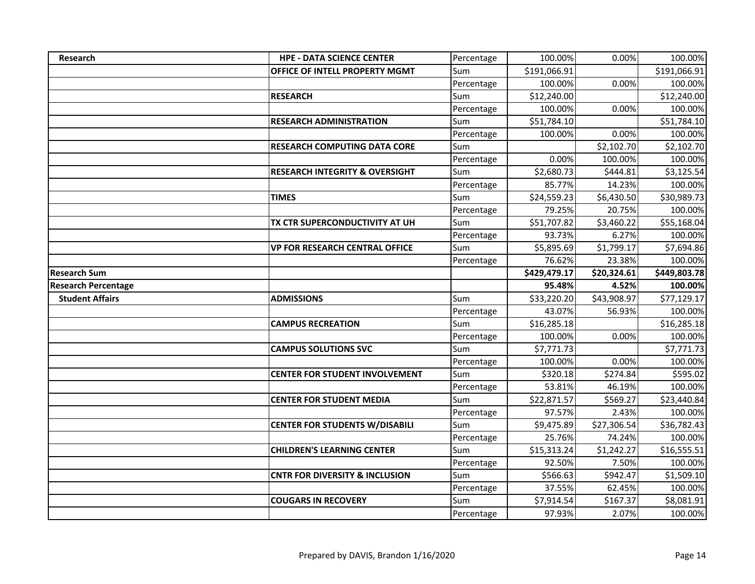| Research | HPE - DATA SCIENCE CENTER | Percentage | 100.00% | 0.00% | 100.00% |
|---|---|---|---|---|---|
| | OFFICE OF INTELL PROPERTY MGMT | Sum | $191,066.91 | | $191,066.91 |
| | | Percentage | 100.00% | 0.00% | 100.00% |
| | RESEARCH | Sum | $12,240.00 | | $12,240.00 |
| | | Percentage | 100.00% | 0.00% | 100.00% |
| | RESEARCH ADMINISTRATION | Sum | $51,784.10 | | $51,784.10 |
| | | Percentage | 100.00% | 0.00% | 100.00% |
| | RESEARCH COMPUTING DATA CORE | Sum | | $2,102.70 | $2,102.70 |
| | | Percentage | 0.00% | 100.00% | 100.00% |
| | RESEARCH INTEGRITY & OVERSIGHT | Sum | $2,680.73 | $444.81 | $3,125.54 |
| | | Percentage | 85.77% | 14.23% | 100.00% |
| | TIMES | Sum | $24,559.23 | $6,430.50 | $30,989.73 |
| | | Percentage | 79.25% | 20.75% | 100.00% |
| | TX CTR SUPERCONDUCTIVITY AT UH | Sum | $51,707.82 | $3,460.22 | $55,168.04 |
| | | Percentage | 93.73% | 6.27% | 100.00% |
| | VP FOR RESEARCH CENTRAL OFFICE | Sum | $5,895.69 | $1,799.17 | $7,694.86 |
| | | Percentage | 76.62% | 23.38% | 100.00% |
| **Research Sum** | | | **$429,479.17** | **$20,324.61** | **$449,803.78** |
| **Research Percentage** | | | **95.48%** | **4.52%** | **100.00%** |
| Student Affairs | ADMISSIONS | Sum | $33,220.20 | $43,908.97 | $77,129.17 |
| | | Percentage | 43.07% | 56.93% | 100.00% |
| | CAMPUS RECREATION | Sum | $16,285.18 | | $16,285.18 |
| | | Percentage | 100.00% | 0.00% | 100.00% |
| | CAMPUS SOLUTIONS SVC | Sum | $7,771.73 | | $7,771.73 |
| | | Percentage | 100.00% | 0.00% | 100.00% |
| | CENTER FOR STUDENT INVOLVEMENT | Sum | $320.18 | $274.84 | $595.02 |
| | | Percentage | 53.81% | 46.19% | 100.00% |
| | CENTER FOR STUDENT MEDIA | Sum | $22,871.57 | $569.27 | $23,440.84 |
| | | Percentage | 97.57% | 2.43% | 100.00% |
| | CENTER FOR STUDENTS W/DISABILI | Sum | $9,475.89 | $27,306.54 | $36,782.43 |
| | | Percentage | 25.76% | 74.24% | 100.00% |
| | CHILDREN'S LEARNING CENTER | Sum | $15,313.24 | $1,242.27 | $16,555.51 |
| | | Percentage | 92.50% | 7.50% | 100.00% |
| | CNTR FOR DIVERSITY & INCLUSION | Sum | $566.63 | $942.47 | $1,509.10 |
| | | Percentage | 37.55% | 62.45% | 100.00% |
| | COUGARS IN RECOVERY | Sum | $7,914.54 | $167.37 | $8,081.91 |
| | | Percentage | 97.93% | 2.07% | 100.00% |

Prepared by DAVIS, Brandon 1/16/2020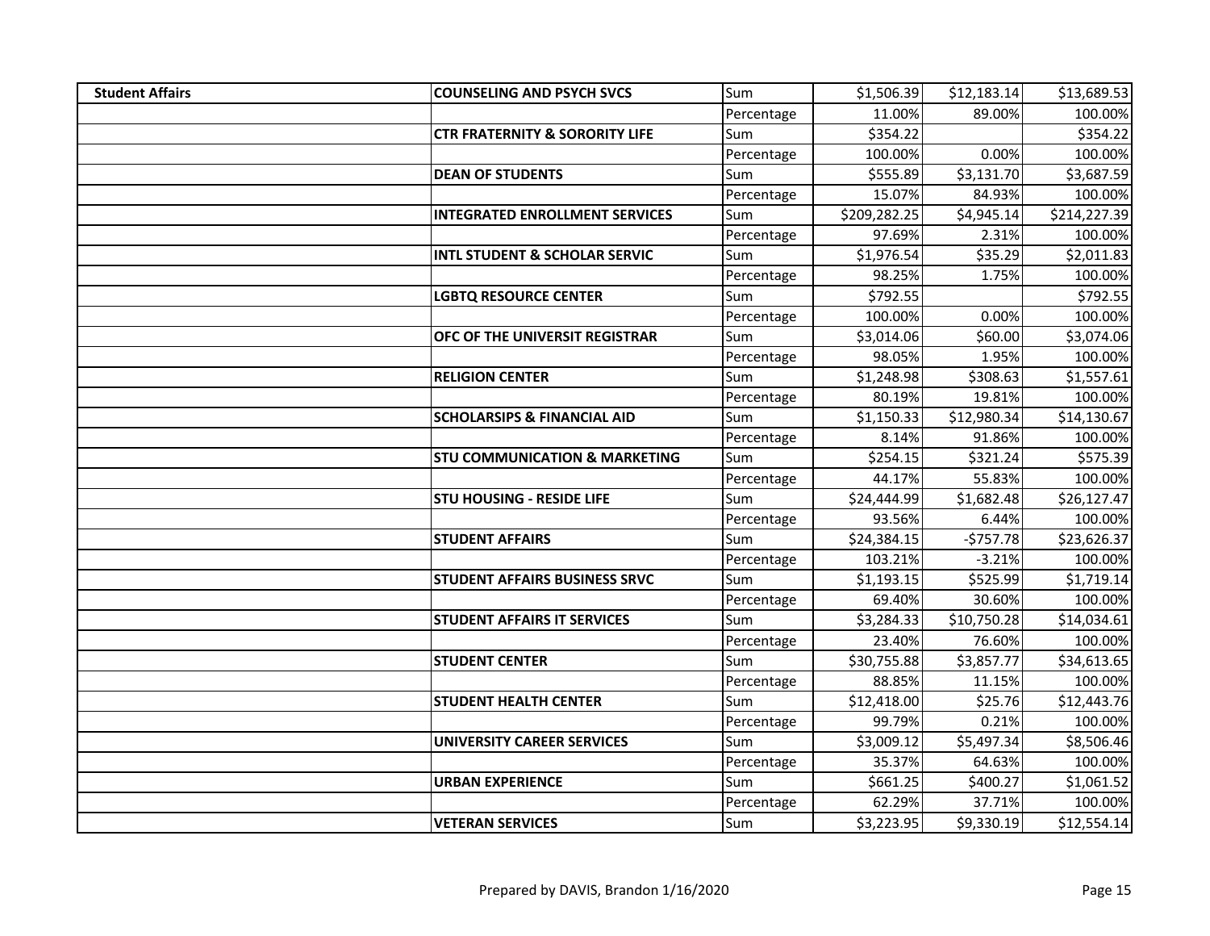| | | | | | |
|---|---|---|---|---|---|
| **Student Affairs** | **COUNSELING AND PSYCH SVCS** | Sum | $1,506.39 | $12,183.14 | $13,689.53 |
| | | Percentage | 11.00% | 89.00% | 100.00% |
| | **CTR FRATERNITY & SORORITY LIFE** | Sum | $354.22 | | $354.22 |
| | | Percentage | 100.00% | 0.00% | 100.00% |
| | **DEAN OF STUDENTS** | Sum | $555.89 | $3,131.70 | $3,687.59 |
| | | Percentage | 15.07% | 84.93% | 100.00% |
| | **INTEGRATED ENROLLMENT SERVICES** | Sum | $209,282.25 | $4,945.14 | $214,227.39 |
| | | Percentage | 97.69% | 2.31% | 100.00% |
| | **INTL STUDENT & SCHOLAR SERVIC** | Sum | $1,976.54 | $35.29 | $2,011.83 |
| | | Percentage | 98.25% | 1.75% | 100.00% |
| | **LGBTQ RESOURCE CENTER** | Sum | $792.55 | | $792.55 |
| | | Percentage | 100.00% | 0.00% | 100.00% |
| | **OFC OF THE UNIVERSIT REGISTRAR** | Sum | $3,014.06 | $60.00 | $3,074.06 |
| | | Percentage | 98.05% | 1.95% | 100.00% |
| | **RELIGION CENTER** | Sum | $1,248.98 | $308.63 | $1,557.61 |
| | | Percentage | 80.19% | 19.81% | 100.00% |
| | **SCHOLARSIPS & FINANCIAL AID** | Sum | $1,150.33 | $12,980.34 | $14,130.67 |
| | | Percentage | 8.14% | 91.86% | 100.00% |
| | **STU COMMUNICATION & MARKETING** | Sum | $254.15 | $321.24 | $575.39 |
| | | Percentage | 44.17% | 55.83% | 100.00% |
| | **STU HOUSING - RESIDE LIFE** | Sum | $24,444.99 | $1,682.48 | $26,127.47 |
| | | Percentage | 93.56% | 6.44% | 100.00% |
| | **STUDENT AFFAIRS** | Sum | $24,384.15 | -$757.78 | $23,626.37 |
| | | Percentage | 103.21% | -3.21% | 100.00% |
| | **STUDENT AFFAIRS BUSINESS SRVC** | Sum | $1,193.15 | $525.99 | $1,719.14 |
| | | Percentage | 69.40% | 30.60% | 100.00% |
| | **STUDENT AFFAIRS IT SERVICES** | Sum | $3,284.33 | $10,750.28 | $14,034.61 |
| | | Percentage | 23.40% | 76.60% | 100.00% |
| | **STUDENT CENTER** | Sum | $30,755.88 | $3,857.77 | $34,613.65 |
| | | Percentage | 88.85% | 11.15% | 100.00% |
| | **STUDENT HEALTH CENTER** | Sum | $12,418.00 | $25.76 | $12,443.76 |
| | | Percentage | 99.79% | 0.21% | 100.00% |
| | **UNIVERSITY CAREER SERVICES** | Sum | $3,009.12 | $5,497.34 | $8,506.46 |
| | | Percentage | 35.37% | 64.63% | 100.00% |
| | **URBAN EXPERIENCE** | Sum | $661.25 | $400.27 | $1,061.52 |
| | | Percentage | 62.29% | 37.71% | 100.00% |
| | **VETERAN SERVICES** | Sum | $3,223.95 | $9,330.19 | $12,554.14 |

Prepared by DAVIS, Brandon 1/16/2020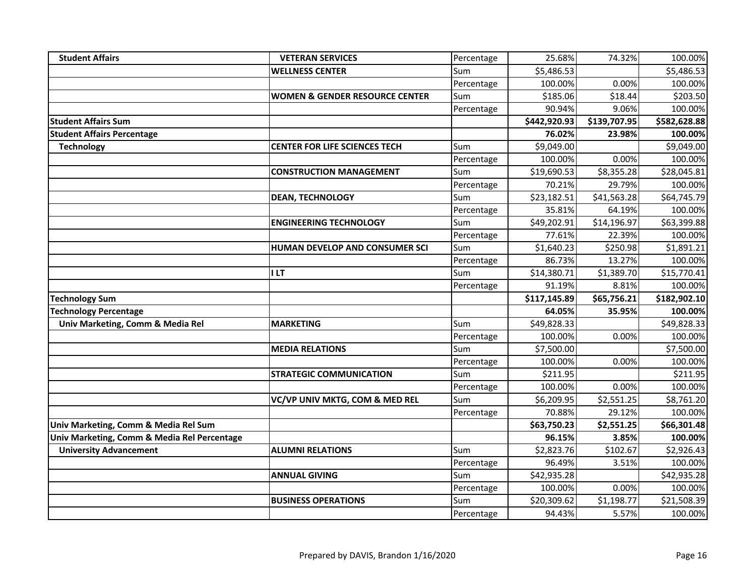| | | | | | |
|---|---|---|---|---|---|
| **Student Affairs** | **VETERAN SERVICES** | Percentage | 25.68% | 74.32% | 100.00% |
| | **WELLNESS CENTER** | Sum | $5,486.53 | | $5,486.53 |
| | | Percentage | 100.00% | 0.00% | 100.00% |
| | **WOMEN & GENDER RESOURCE CENTER** | Sum | $185.06 | $18.44 | $203.50 |
| | | Percentage | 90.94% | 9.06% | 100.00% |
| **Student Affairs Sum** | | | **$442,920.93** | **$139,707.95** | **$582,628.88** |
| **Student Affairs Percentage** | | | **76.02%** | **23.98%** | **100.00%** |
| **Technology** | **CENTER FOR LIFE SCIENCES TECH** | Sum | $9,049.00 | | $9,049.00 |
| | | Percentage | 100.00% | 0.00% | 100.00% |
| | **CONSTRUCTION MANAGEMENT** | Sum | $19,690.53 | $8,355.28 | $28,045.81 |
| | | Percentage | 70.21% | 29.79% | 100.00% |
| | **DEAN, TECHNOLOGY** | Sum | $23,182.51 | $41,563.28 | $64,745.79 |
| | | Percentage | 35.81% | 64.19% | 100.00% |
| | **ENGINEERING TECHNOLOGY** | Sum | $49,202.91 | $14,196.97 | $63,399.88 |
| | | Percentage | 77.61% | 22.39% | 100.00% |
| | **HUMAN DEVELOP AND CONSUMER SCI** | Sum | $1,640.23 | $250.98 | $1,891.21 |
| | | Percentage | 86.73% | 13.27% | 100.00% |
| | **I LT** | Sum | $14,380.71 | $1,389.70 | $15,770.41 |
| | | Percentage | 91.19% | 8.81% | 100.00% |
| **Technology Sum** | | | **$117,145.89** | **$65,756.21** | **$182,902.10** |
| **Technology Percentage** | | | **64.05%** | **35.95%** | **100.00%** |
| **Univ Marketing, Comm & Media Rel** | **MARKETING** | Sum | $49,828.33 | | $49,828.33 |
| | | Percentage | 100.00% | 0.00% | 100.00% |
| | **MEDIA RELATIONS** | Sum | $7,500.00 | | $7,500.00 |
| | | Percentage | 100.00% | 0.00% | 100.00% |
| | **STRATEGIC COMMUNICATION** | Sum | $211.95 | | $211.95 |
| | | Percentage | 100.00% | 0.00% | 100.00% |
| | **VC/VP UNIV MKTG, COM & MED REL** | Sum | $6,209.95 | $2,551.25 | $8,761.20 |
| | | Percentage | 70.88% | 29.12% | 100.00% |
| **Univ Marketing, Comm & Media Rel Sum** | | | **$63,750.23** | **$2,551.25** | **$66,301.48** |
| **Univ Marketing, Comm & Media Rel Percentage** | | | **96.15%** | **3.85%** | **100.00%** |
| **University Advancement** | **ALUMNI RELATIONS** | Sum | $2,823.76 | $102.67 | $2,926.43 |
| | | Percentage | 96.49% | 3.51% | 100.00% |
| | **ANNUAL GIVING** | Sum | $42,935.28 | | $42,935.28 |
| | | Percentage | 100.00% | 0.00% | 100.00% |
| | **BUSINESS OPERATIONS** | Sum | $20,309.62 | $1,198.77 | $21,508.39 |
| | | Percentage | 94.43% | 5.57% | 100.00% |

Prepared by DAVIS, Brandon 1/16/2020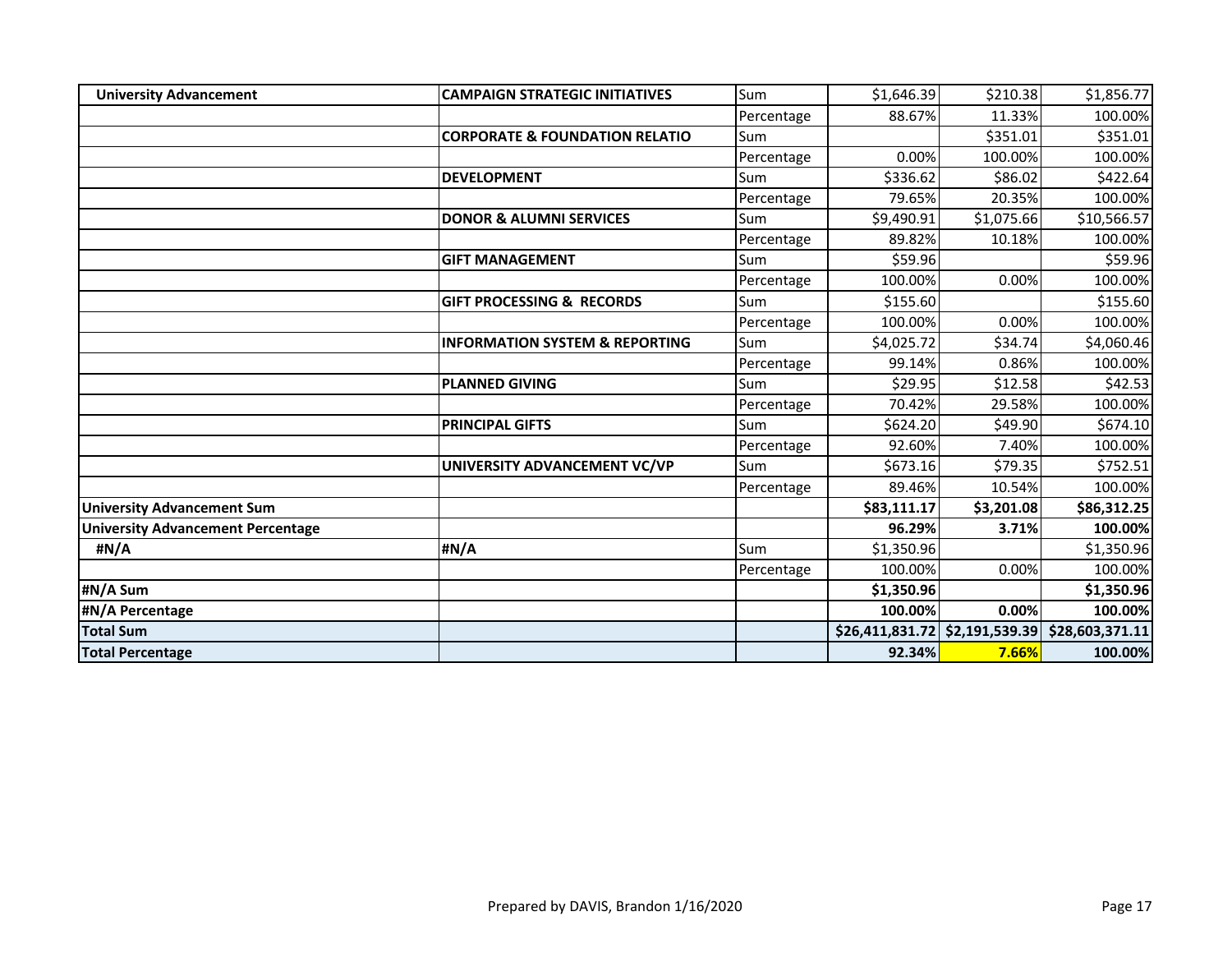| | | | | | |
|---|---|---|---|---|---|
| **University Advancement** | **CAMPAIGN STRATEGIC INITIATIVES** | Sum | $1,646.39 | $210.38 | $1,856.77 |
| | | Percentage | 88.67% | 11.33% | 100.00% |
| | **CORPORATE & FOUNDATION RELATIO** | Sum | | $351.01 | $351.01 |
| | | Percentage | 0.00% | 100.00% | 100.00% |
| | **DEVELOPMENT** | Sum | $336.62 | $86.02 | $422.64 |
| | | Percentage | 79.65% | 20.35% | 100.00% |
| | **DONOR & ALUMNI SERVICES** | Sum | $9,490.91 | $1,075.66 | $10,566.57 |
| | | Percentage | 89.82% | 10.18% | 100.00% |
| | **GIFT MANAGEMENT** | Sum | $59.96 | | $59.96 |
| | | Percentage | 100.00% | 0.00% | 100.00% |
| | **GIFT PROCESSING & RECORDS** | Sum | $155.60 | | $155.60 |
| | | Percentage | 100.00% | 0.00% | 100.00% |
| | **INFORMATION SYSTEM & REPORTING** | Sum | $4,025.72 | $34.74 | $4,060.46 |
| | | Percentage | 99.14% | 0.86% | 100.00% |
| | **PLANNED GIVING** | Sum | $29.95 | $12.58 | $42.53 |
| | | Percentage | 70.42% | 29.58% | 100.00% |
| | **PRINCIPAL GIFTS** | Sum | $624.20 | $49.90 | $674.10 |
| | | Percentage | 92.60% | 7.40% | 100.00% |
| | **UNIVERSITY ADVANCEMENT VC/VP** | Sum | $673.16 | $79.35 | $752.51 |
| | | Percentage | 89.46% | 10.54% | 100.00% |
| **University Advancement Sum** | | | **$83,111.17** | **$3,201.08** | **$86,312.25** |
| **University Advancement Percentage** | | | **96.29%** | **3.71%** | **100.00%** |
| **#N/A** | **#N/A** | Sum | $1,350.96 | | $1,350.96 |
| | | Percentage | 100.00% | 0.00% | 100.00% |
| **#N/A Sum** | | | **$1,350.96** | | **$1,350.96** |
| **#N/A Percentage** | | | **100.00%** | **0.00%** | **100.00%** |
| **Total Sum** | | | **$26,411,831.72** | **$2,191,539.39** | **$28,603,371.11** |
| **Total Percentage** | | | **92.34%** | **7.66%** | **100.00%** |

Prepared by DAVIS, Brandon 1/16/2020